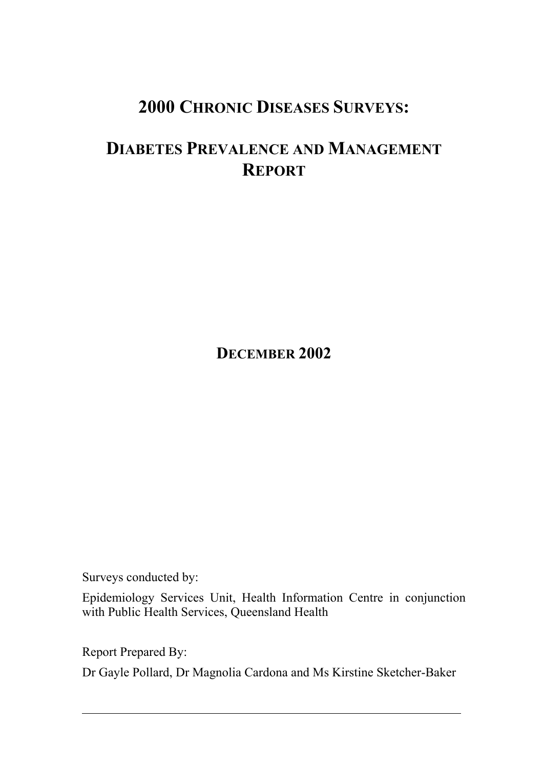# 2000 CHRONIC DISEASES SURVEYS:

# DIABETES PREVALENCE AND MANAGEMENT REPORT

## DECEMBER 2002

Surveys conducted by:

Epidemiology Services Unit, Health Information Centre in conjunction with Public Health Services, Queensland Health

Report Prepared By:

Dr Gayle Pollard, Dr Magnolia Cardona and Ms Kirstine Sketcher-Baker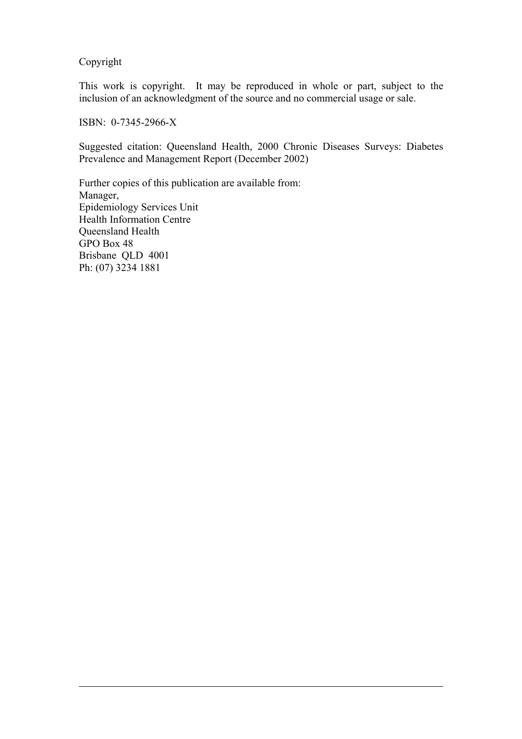Copyright

This work is copyright. It may be reproduced in whole or part, subject to the inclusion of an acknowledgment of the source and no commercial usage or sale.

ISBN: 0-7345-2966-X

Suggested citation: Queensland Health, 2000 Chronic Diseases Surveys: Diabetes Prevalence and Management Report (December 2002)

Further copies of this publication are available from:
Manager,
Epidemiology Services Unit
Health Information Centre
Queensland Health
GPO Box 48
Brisbane QLD 4001
Ph: (07) 3234 1881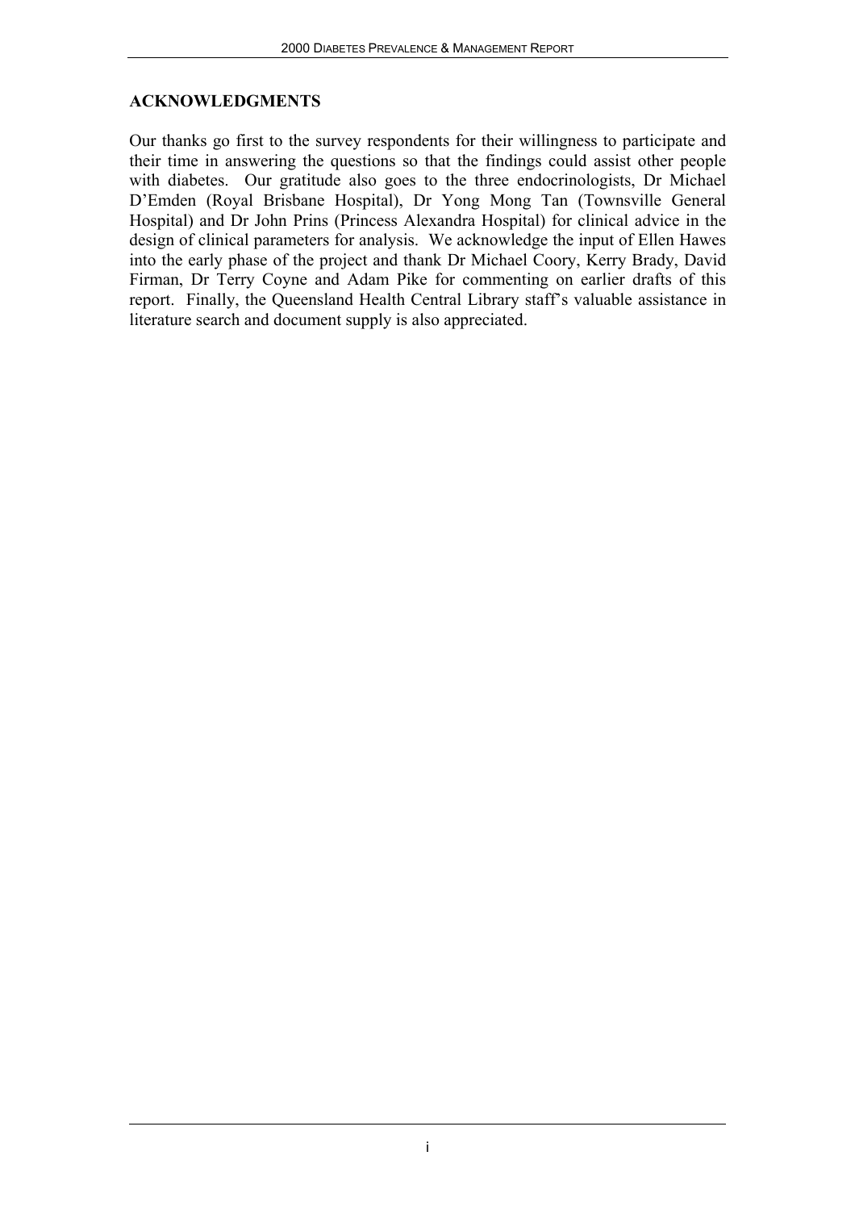## ACKNOWLEDGMENTS

Our thanks go first to the survey respondents for their willingness to participate and their time in answering the questions so that the findings could assist other people with diabetes. Our gratitude also goes to the three endocrinologists, Dr Michael D'Emden (Royal Brisbane Hospital), Dr Yong Mong Tan (Townsville General Hospital) and Dr John Prins (Princess Alexandra Hospital) for clinical advice in the design of clinical parameters for analysis. We acknowledge the input of Ellen Hawes into the early phase of the project and thank Dr Michael Coory, Kerry Brady, David Firman, Dr Terry Coyne and Adam Pike for commenting on earlier drafts of this report. Finally, the Queensland Health Central Library staff's valuable assistance in literature search and document supply is also appreciated.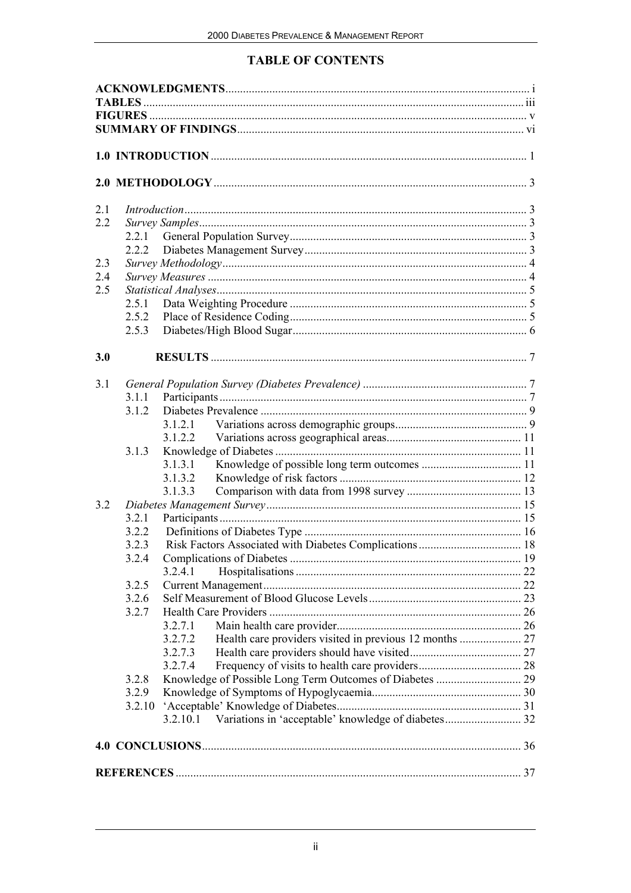# TABLE OF CONTENTS

**ACKNOWLEDGMENTS** ... i
**TABLES** ... iii
**FIGURES** ... v
**SUMMARY OF FINDINGS** ... vi

**1.0 INTRODUCTION** ... 1

**2.0 METHODOLOGY** ... 3

- 2.1 *Introduction* ... 3
- 2.2 *Survey Samples* ... 3
  - 2.2.1 General Population Survey ... 3
  - 2.2.2 Diabetes Management Survey ... 3
- 2.3 *Survey Methodology* ... 4
- 2.4 *Survey Measures* ... 4
- 2.5 *Statistical Analyses* ... 5
  - 2.5.1 Data Weighting Procedure ... 5
  - 2.5.2 Place of Residence Coding ... 5
  - 2.5.3 Diabetes/High Blood Sugar ... 6

**3.0 RESULTS** ... 7

- 3.1 *General Population Survey (Diabetes Prevalence)* ... 7
  - 3.1.1 Participants ... 7
  - 3.1.2 Diabetes Prevalence ... 9
    - 3.1.2.1 Variations across demographic groups ... 9
    - 3.1.2.2 Variations across geographical areas ... 11
  - 3.1.3 Knowledge of Diabetes ... 11
    - 3.1.3.1 Knowledge of possible long term outcomes ... 11
    - 3.1.3.2 Knowledge of risk factors ... 12
    - 3.1.3.3 Comparison with data from 1998 survey ... 13
- 3.2 *Diabetes Management Survey* ... 15
  - 3.2.1 Participants ... 15
  - 3.2.2 Definitions of Diabetes Type ... 16
  - 3.2.3 Risk Factors Associated with Diabetes Complications ... 18
  - 3.2.4 Complications of Diabetes ... 19
    - 3.2.4.1 Hospitalisations ... 22
  - 3.2.5 Current Management ... 22
  - 3.2.6 Self Measurement of Blood Glucose Levels ... 23
  - 3.2.7 Health Care Providers ... 26
    - 3.2.7.1 Main health care provider ... 26
    - 3.2.7.2 Health care providers visited in previous 12 months ... 27
    - 3.2.7.3 Health care providers should have visited ... 27
    - 3.2.7.4 Frequency of visits to health care providers ... 28
  - 3.2.8 Knowledge of Possible Long Term Outcomes of Diabetes ... 29
  - 3.2.9 Knowledge of Symptoms of Hypoglycaemia ... 30
  - 3.2.10 'Acceptable' Knowledge of Diabetes ... 31
    - 3.2.10.1 Variations in 'acceptable' knowledge of diabetes ... 32

**4.0 CONCLUSIONS** ... 36

**REFERENCES** ... 37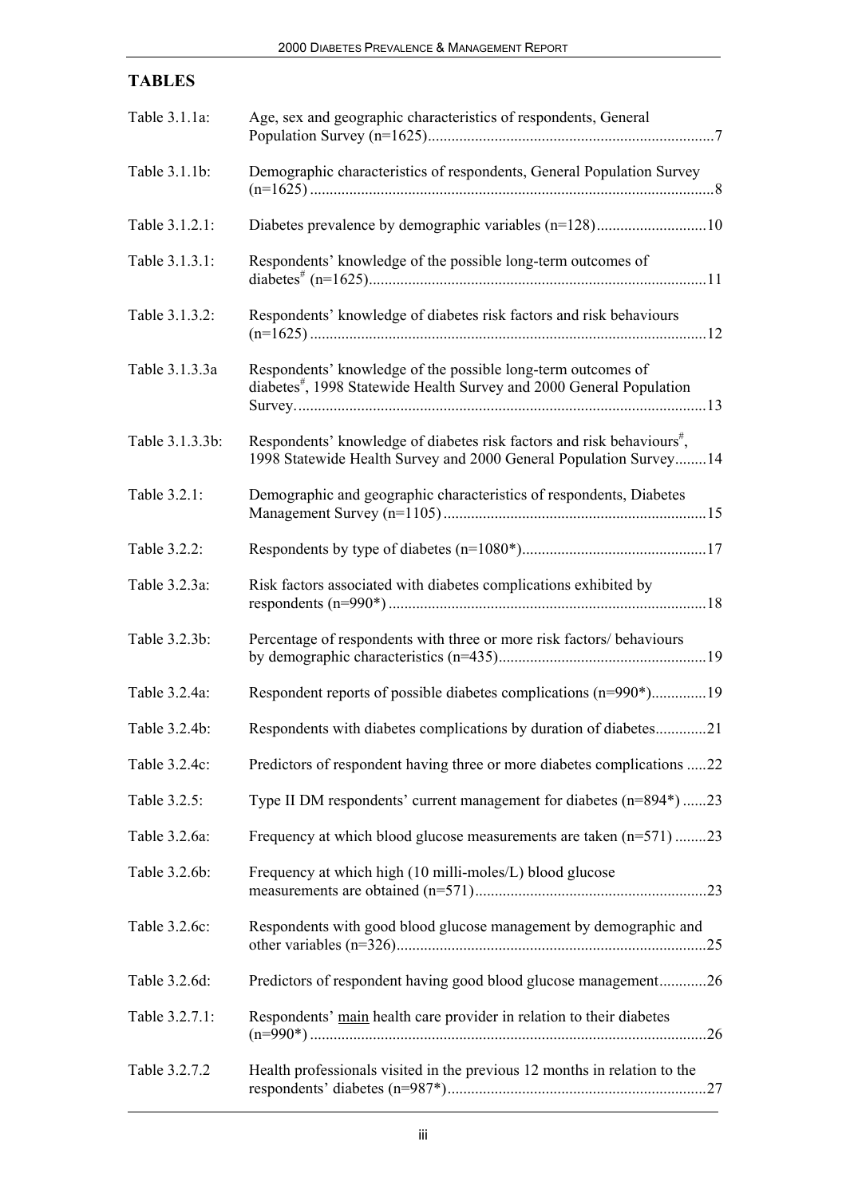## TABLES

| | | |
|---|---|---|
| Table 3.1.1a: | Age, sex and geographic characteristics of respondents, General Population Survey (n=1625) | 7 |
| Table 3.1.1b: | Demographic characteristics of respondents, General Population Survey (n=1625) | 8 |
| Table 3.1.2.1: | Diabetes prevalence by demographic variables (n=128) | 10 |
| Table 3.1.3.1: | Respondents' knowledge of the possible long-term outcomes of diabetes[#] (n=1625) | 11 |
| Table 3.1.3.2: | Respondents' knowledge of diabetes risk factors and risk behaviours (n=1625) | 12 |
| Table 3.1.3.3a | Respondents' knowledge of the possible long-term outcomes of diabetes[#], 1998 Statewide Health Survey and 2000 General Population Survey. | 13 |
| Table 3.1.3.3b: | Respondents' knowledge of diabetes risk factors and risk behaviours[#], 1998 Statewide Health Survey and 2000 General Population Survey | 14 |
| Table 3.2.1: | Demographic and geographic characteristics of respondents, Diabetes Management Survey (n=1105) | 15 |
| Table 3.2.2: | Respondents by type of diabetes (n=1080*) | 17 |
| Table 3.2.3a: | Risk factors associated with diabetes complications exhibited by respondents (n=990*) | 18 |
| Table 3.2.3b: | Percentage of respondents with three or more risk factors/ behaviours by demographic characteristics (n=435) | 19 |
| Table 3.2.4a: | Respondent reports of possible diabetes complications (n=990*) | 19 |
| Table 3.2.4b: | Respondents with diabetes complications by duration of diabetes | 21 |
| Table 3.2.4c: | Predictors of respondent having three or more diabetes complications | 22 |
| Table 3.2.5: | Type II DM respondents' current management for diabetes (n=894*) | 23 |
| Table 3.2.6a: | Frequency at which blood glucose measurements are taken (n=571) | 23 |
| Table 3.2.6b: | Frequency at which high (10 milli-moles/L) blood glucose measurements are obtained (n=571) | 23 |
| Table 3.2.6c: | Respondents with good blood glucose management by demographic and other variables (n=326) | 25 |
| Table 3.2.6d: | Predictors of respondent having good blood glucose management | 26 |
| Table 3.2.7.1: | Respondents' main health care provider in relation to their diabetes (n=990*) | 26 |
| Table 3.2.7.2 | Health professionals visited in the previous 12 months in relation to the respondents' diabetes (n=987*) | 27 |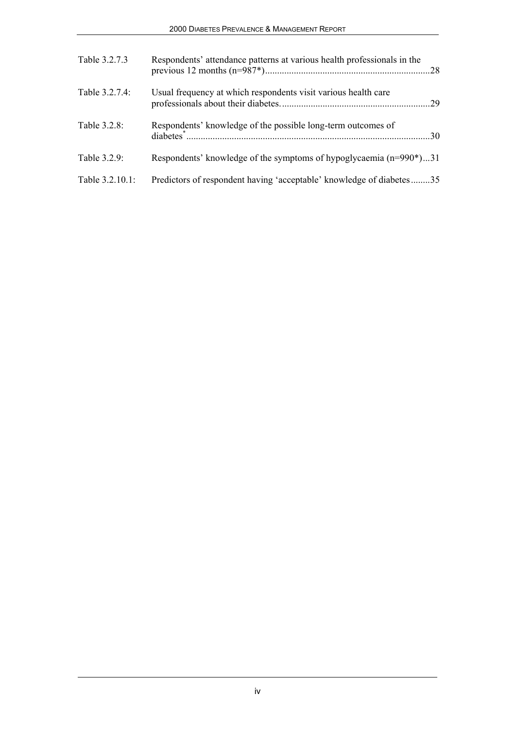| | | |
|---|---|---|
| Table 3.2.7.3 | Respondents' attendance patterns at various health professionals in the previous 12 months (n=987*) | 28 |
| Table 3.2.7.4: | Usual frequency at which respondents visit various health care professionals about their diabetes. | 29 |
| Table 3.2.8: | Respondents' knowledge of the possible long-term outcomes of diabetes* | 30 |
| Table 3.2.9: | Respondents' knowledge of the symptoms of hypoglycaemia (n=990*) | 31 |
| Table 3.2.10.1: | Predictors of respondent having 'acceptable' knowledge of diabetes | 35 |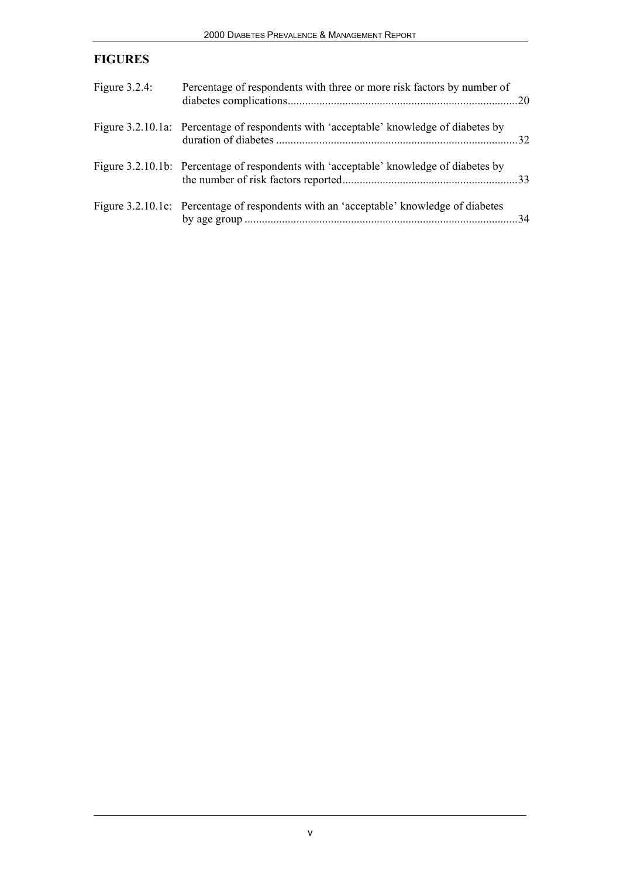## FIGURES

Figure 3.2.4: Percentage of respondents with three or more risk factors by number of diabetes complications....20

Figure 3.2.10.1a: Percentage of respondents with 'acceptable' knowledge of diabetes by duration of diabetes ....32

Figure 3.2.10.1b: Percentage of respondents with 'acceptable' knowledge of diabetes by the number of risk factors reported....33

Figure 3.2.10.1c: Percentage of respondents with an 'acceptable' knowledge of diabetes by age group ....34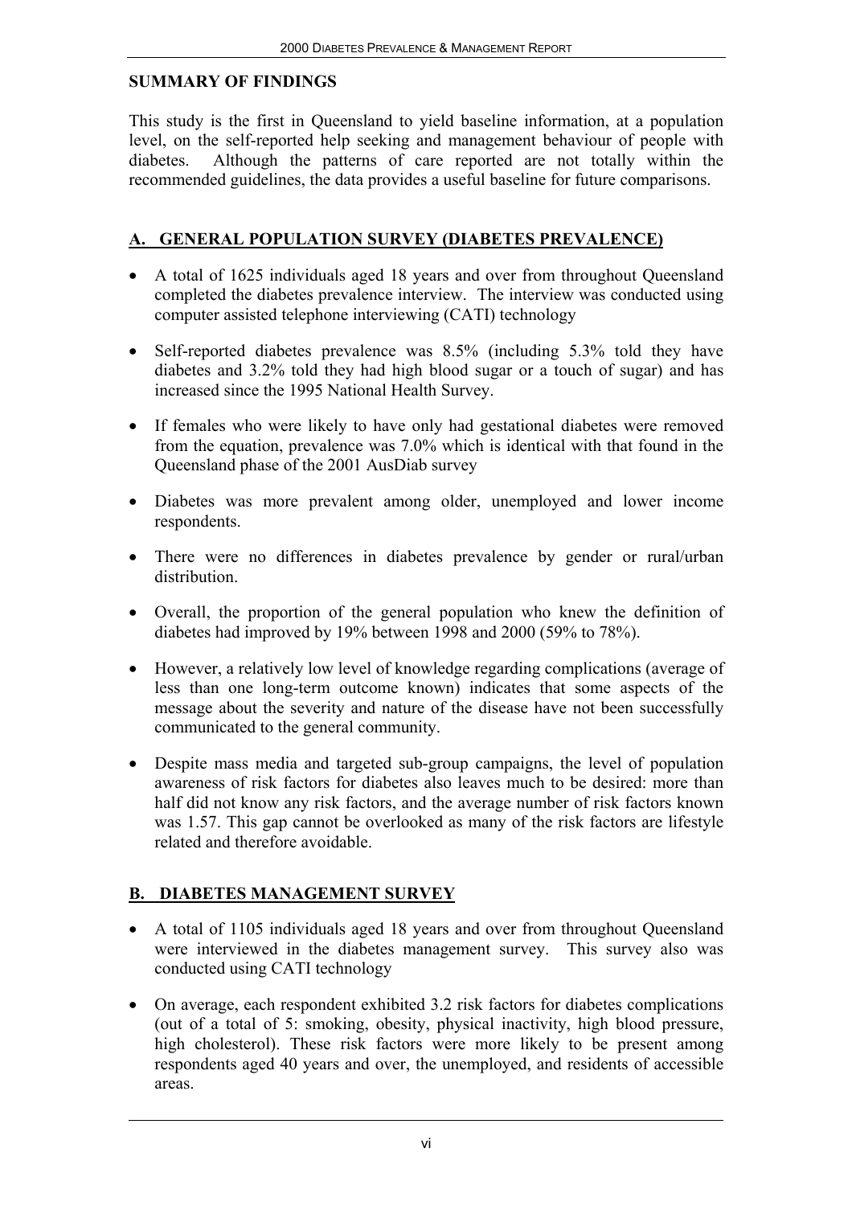## SUMMARY OF FINDINGS

This study is the first in Queensland to yield baseline information, at a population level, on the self-reported help seeking and management behaviour of people with diabetes. Although the patterns of care reported are not totally within the recommended guidelines, the data provides a useful baseline for future comparisons.

### A. GENERAL POPULATION SURVEY (DIABETES PREVALENCE)

- A total of 1625 individuals aged 18 years and over from throughout Queensland completed the diabetes prevalence interview. The interview was conducted using computer assisted telephone interviewing (CATI) technology
- Self-reported diabetes prevalence was 8.5% (including 5.3% told they have diabetes and 3.2% told they had high blood sugar or a touch of sugar) and has increased since the 1995 National Health Survey.
- If females who were likely to have only had gestational diabetes were removed from the equation, prevalence was 7.0% which is identical with that found in the Queensland phase of the 2001 AusDiab survey
- Diabetes was more prevalent among older, unemployed and lower income respondents.
- There were no differences in diabetes prevalence by gender or rural/urban distribution.
- Overall, the proportion of the general population who knew the definition of diabetes had improved by 19% between 1998 and 2000 (59% to 78%).
- However, a relatively low level of knowledge regarding complications (average of less than one long-term outcome known) indicates that some aspects of the message about the severity and nature of the disease have not been successfully communicated to the general community.
- Despite mass media and targeted sub-group campaigns, the level of population awareness of risk factors for diabetes also leaves much to be desired: more than half did not know any risk factors, and the average number of risk factors known was 1.57. This gap cannot be overlooked as many of the risk factors are lifestyle related and therefore avoidable.

### B. DIABETES MANAGEMENT SURVEY

- A total of 1105 individuals aged 18 years and over from throughout Queensland were interviewed in the diabetes management survey. This survey also was conducted using CATI technology
- On average, each respondent exhibited 3.2 risk factors for diabetes complications (out of a total of 5: smoking, obesity, physical inactivity, high blood pressure, high cholesterol). These risk factors were more likely to be present among respondents aged 40 years and over, the unemployed, and residents of accessible areas.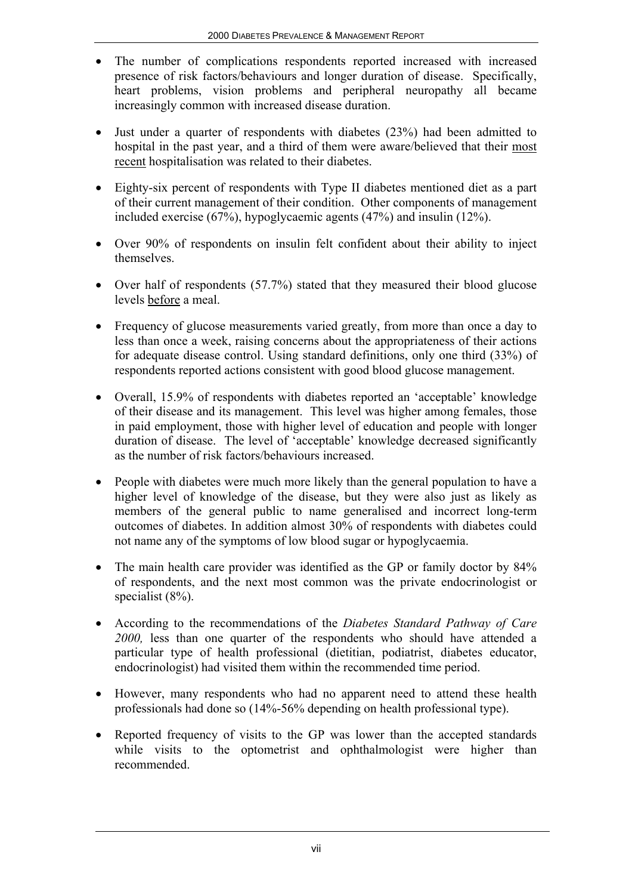- The number of complications respondents reported increased with increased presence of risk factors/behaviours and longer duration of disease. Specifically, heart problems, vision problems and peripheral neuropathy all became increasingly common with increased disease duration.

- Just under a quarter of respondents with diabetes (23%) had been admitted to hospital in the past year, and a third of them were aware/believed that their most recent hospitalisation was related to their diabetes.

- Eighty-six percent of respondents with Type II diabetes mentioned diet as a part of their current management of their condition. Other components of management included exercise (67%), hypoglycaemic agents (47%) and insulin (12%).

- Over 90% of respondents on insulin felt confident about their ability to inject themselves.

- Over half of respondents (57.7%) stated that they measured their blood glucose levels before a meal.

- Frequency of glucose measurements varied greatly, from more than once a day to less than once a week, raising concerns about the appropriateness of their actions for adequate disease control. Using standard definitions, only one third (33%) of respondents reported actions consistent with good blood glucose management.

- Overall, 15.9% of respondents with diabetes reported an 'acceptable' knowledge of their disease and its management. This level was higher among females, those in paid employment, those with higher level of education and people with longer duration of disease. The level of 'acceptable' knowledge decreased significantly as the number of risk factors/behaviours increased.

- People with diabetes were much more likely than the general population to have a higher level of knowledge of the disease, but they were also just as likely as members of the general public to name generalised and incorrect long-term outcomes of diabetes. In addition almost 30% of respondents with diabetes could not name any of the symptoms of low blood sugar or hypoglycaemia.

- The main health care provider was identified as the GP or family doctor by 84% of respondents, and the next most common was the private endocrinologist or specialist (8%).

- According to the recommendations of the *Diabetes Standard Pathway of Care 2000,* less than one quarter of the respondents who should have attended a particular type of health professional (dietitian, podiatrist, diabetes educator, endocrinologist) had visited them within the recommended time period.

- However, many respondents who had no apparent need to attend these health professionals had done so (14%-56% depending on health professional type).

- Reported frequency of visits to the GP was lower than the accepted standards while visits to the optometrist and ophthalmologist were higher than recommended.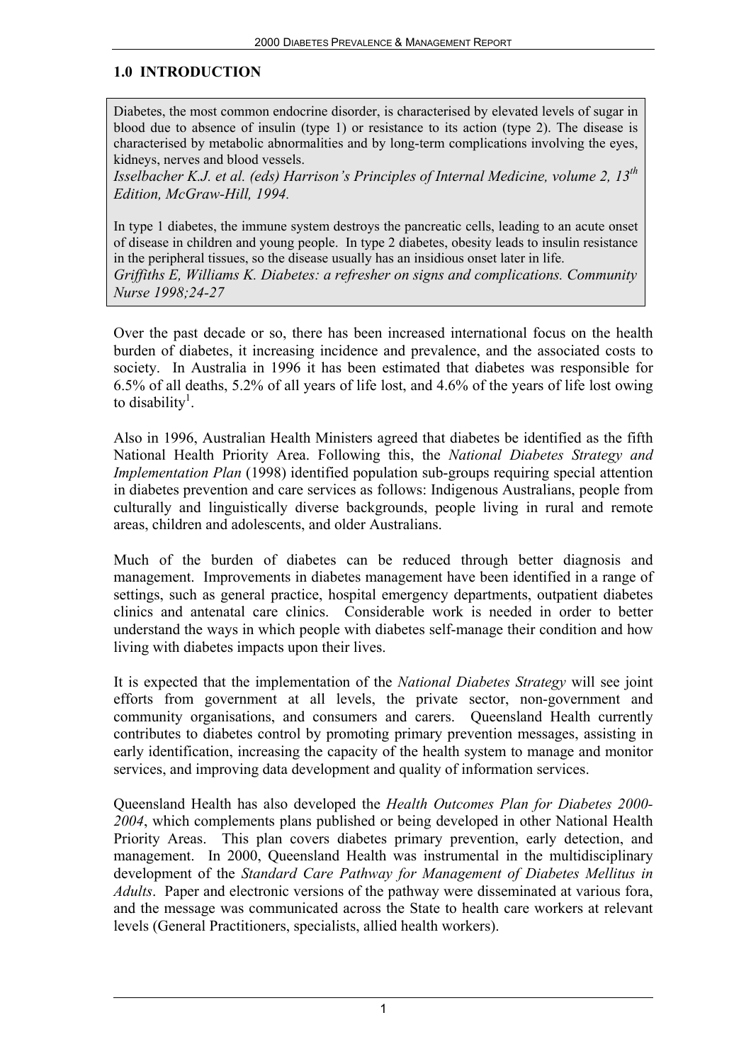## 1.0 INTRODUCTION

> Diabetes, the most common endocrine disorder, is characterised by elevated levels of sugar in blood due to absence of insulin (type 1) or resistance to its action (type 2). The disease is characterised by metabolic abnormalities and by long-term complications involving the eyes, kidneys, nerves and blood vessels.
> *Isselbacher K.J. et al. (eds) Harrison's Principles of Internal Medicine, volume 2, 13th Edition, McGraw-Hill, 1994.*
>
> In type 1 diabetes, the immune system destroys the pancreatic cells, leading to an acute onset of disease in children and young people. In type 2 diabetes, obesity leads to insulin resistance in the peripheral tissues, so the disease usually has an insidious onset later in life.
> *Griffiths E, Williams K. Diabetes: a refresher on signs and complications. Community Nurse 1998;24-27*

Over the past decade or so, there has been increased international focus on the health burden of diabetes, it increasing incidence and prevalence, and the associated costs to society. In Australia in 1996 it has been estimated that diabetes was responsible for 6.5% of all deaths, 5.2% of all years of life lost, and 4.6% of the years of life lost owing to disability[1].

Also in 1996, Australian Health Ministers agreed that diabetes be identified as the fifth National Health Priority Area. Following this, the *National Diabetes Strategy and Implementation Plan* (1998) identified population sub-groups requiring special attention in diabetes prevention and care services as follows: Indigenous Australians, people from culturally and linguistically diverse backgrounds, people living in rural and remote areas, children and adolescents, and older Australians.

Much of the burden of diabetes can be reduced through better diagnosis and management. Improvements in diabetes management have been identified in a range of settings, such as general practice, hospital emergency departments, outpatient diabetes clinics and antenatal care clinics. Considerable work is needed in order to better understand the ways in which people with diabetes self-manage their condition and how living with diabetes impacts upon their lives.

It is expected that the implementation of the *National Diabetes Strategy* will see joint efforts from government at all levels, the private sector, non-government and community organisations, and consumers and carers. Queensland Health currently contributes to diabetes control by promoting primary prevention messages, assisting in early identification, increasing the capacity of the health system to manage and monitor services, and improving data development and quality of information services.

Queensland Health has also developed the *Health Outcomes Plan for Diabetes 2000-2004*, which complements plans published or being developed in other National Health Priority Areas. This plan covers diabetes primary prevention, early detection, and management. In 2000, Queensland Health was instrumental in the multidisciplinary development of the *Standard Care Pathway for Management of Diabetes Mellitus in Adults*. Paper and electronic versions of the pathway were disseminated at various fora, and the message was communicated across the State to health care workers at relevant levels (General Practitioners, specialists, allied health workers).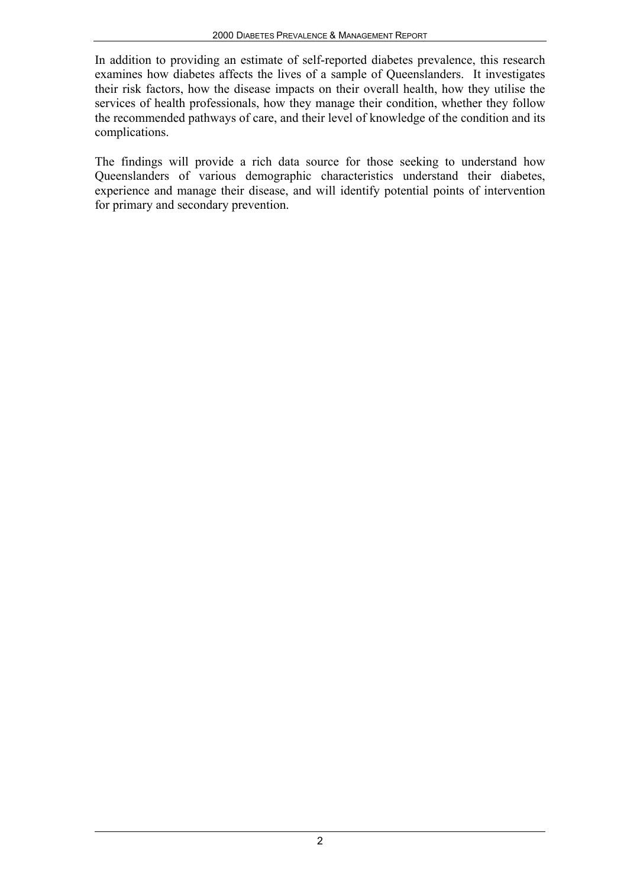In addition to providing an estimate of self-reported diabetes prevalence, this research examines how diabetes affects the lives of a sample of Queenslanders. It investigates their risk factors, how the disease impacts on their overall health, how they utilise the services of health professionals, how they manage their condition, whether they follow the recommended pathways of care, and their level of knowledge of the condition and its complications.

The findings will provide a rich data source for those seeking to understand how Queenslanders of various demographic characteristics understand their diabetes, experience and manage their disease, and will identify potential points of intervention for primary and secondary prevention.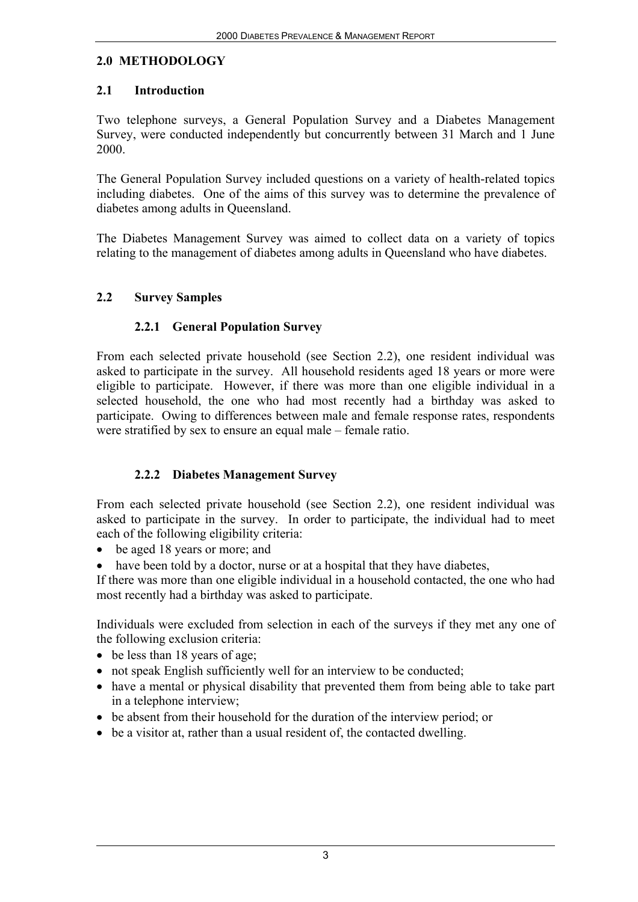# 2.0 METHODOLOGY

## 2.1 Introduction

Two telephone surveys, a General Population Survey and a Diabetes Management Survey, were conducted independently but concurrently between 31 March and 1 June 2000.

The General Population Survey included questions on a variety of health-related topics including diabetes. One of the aims of this survey was to determine the prevalence of diabetes among adults in Queensland.

The Diabetes Management Survey was aimed to collect data on a variety of topics relating to the management of diabetes among adults in Queensland who have diabetes.

## 2.2 Survey Samples

### 2.2.1 General Population Survey

From each selected private household (see Section 2.2), one resident individual was asked to participate in the survey. All household residents aged 18 years or more were eligible to participate. However, if there was more than one eligible individual in a selected household, the one who had most recently had a birthday was asked to participate. Owing to differences between male and female response rates, respondents were stratified by sex to ensure an equal male – female ratio.

### 2.2.2 Diabetes Management Survey

From each selected private household (see Section 2.2), one resident individual was asked to participate in the survey. In order to participate, the individual had to meet each of the following eligibility criteria:

- be aged 18 years or more; and
- have been told by a doctor, nurse or at a hospital that they have diabetes,

If there was more than one eligible individual in a household contacted, the one who had most recently had a birthday was asked to participate.

Individuals were excluded from selection in each of the surveys if they met any one of the following exclusion criteria:

- be less than 18 years of age;
- not speak English sufficiently well for an interview to be conducted;
- have a mental or physical disability that prevented them from being able to take part in a telephone interview;
- be absent from their household for the duration of the interview period; or
- be a visitor at, rather than a usual resident of, the contacted dwelling.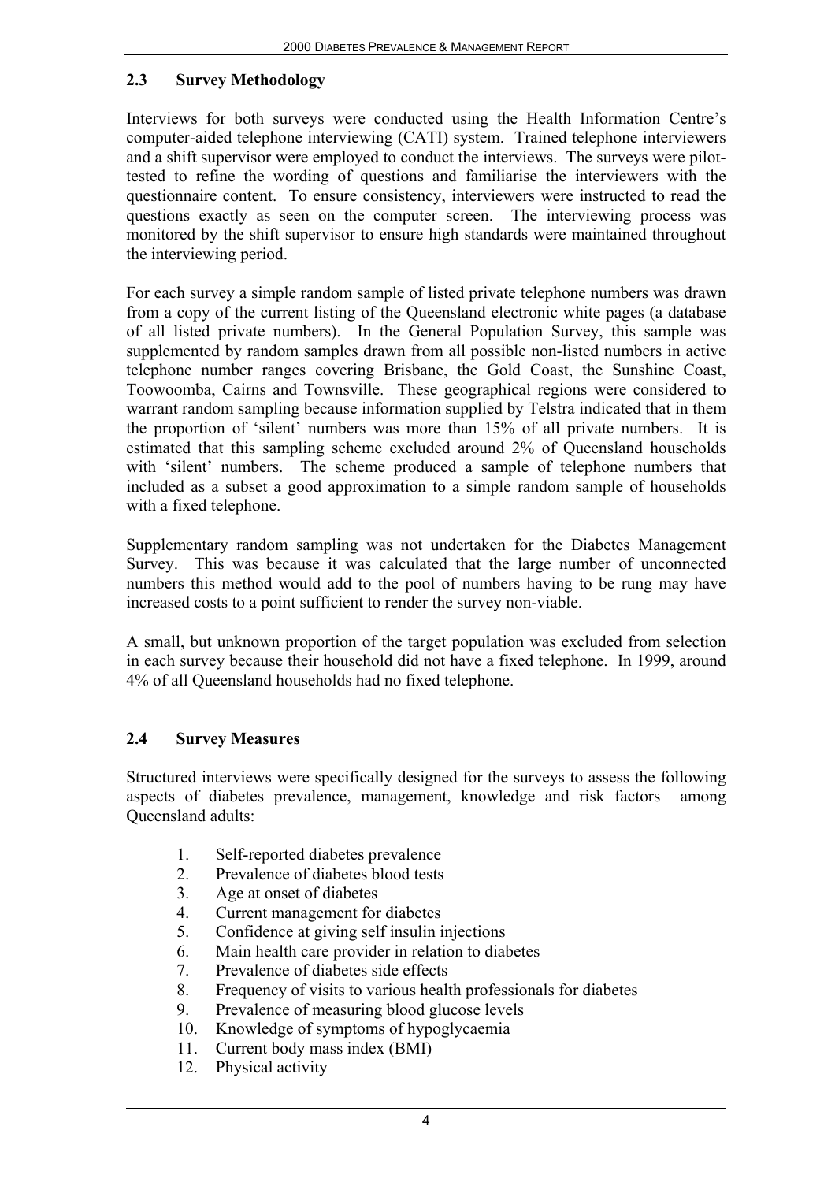## 2.3 Survey Methodology

Interviews for both surveys were conducted using the Health Information Centre's computer-aided telephone interviewing (CATI) system. Trained telephone interviewers and a shift supervisor were employed to conduct the interviews. The surveys were pilot-tested to refine the wording of questions and familiarise the interviewers with the questionnaire content. To ensure consistency, interviewers were instructed to read the questions exactly as seen on the computer screen. The interviewing process was monitored by the shift supervisor to ensure high standards were maintained throughout the interviewing period.

For each survey a simple random sample of listed private telephone numbers was drawn from a copy of the current listing of the Queensland electronic white pages (a database of all listed private numbers). In the General Population Survey, this sample was supplemented by random samples drawn from all possible non-listed numbers in active telephone number ranges covering Brisbane, the Gold Coast, the Sunshine Coast, Toowoomba, Cairns and Townsville. These geographical regions were considered to warrant random sampling because information supplied by Telstra indicated that in them the proportion of 'silent' numbers was more than 15% of all private numbers. It is estimated that this sampling scheme excluded around 2% of Queensland households with 'silent' numbers. The scheme produced a sample of telephone numbers that included as a subset a good approximation to a simple random sample of households with a fixed telephone.

Supplementary random sampling was not undertaken for the Diabetes Management Survey. This was because it was calculated that the large number of unconnected numbers this method would add to the pool of numbers having to be rung may have increased costs to a point sufficient to render the survey non-viable.

A small, but unknown proportion of the target population was excluded from selection in each survey because their household did not have a fixed telephone. In 1999, around 4% of all Queensland households had no fixed telephone.

## 2.4 Survey Measures

Structured interviews were specifically designed for the surveys to assess the following aspects of diabetes prevalence, management, knowledge and risk factors among Queensland adults:

1. Self-reported diabetes prevalence
2. Prevalence of diabetes blood tests
3. Age at onset of diabetes
4. Current management for diabetes
5. Confidence at giving self insulin injections
6. Main health care provider in relation to diabetes
7. Prevalence of diabetes side effects
8. Frequency of visits to various health professionals for diabetes
9. Prevalence of measuring blood glucose levels
10. Knowledge of symptoms of hypoglycaemia
11. Current body mass index (BMI)
12. Physical activity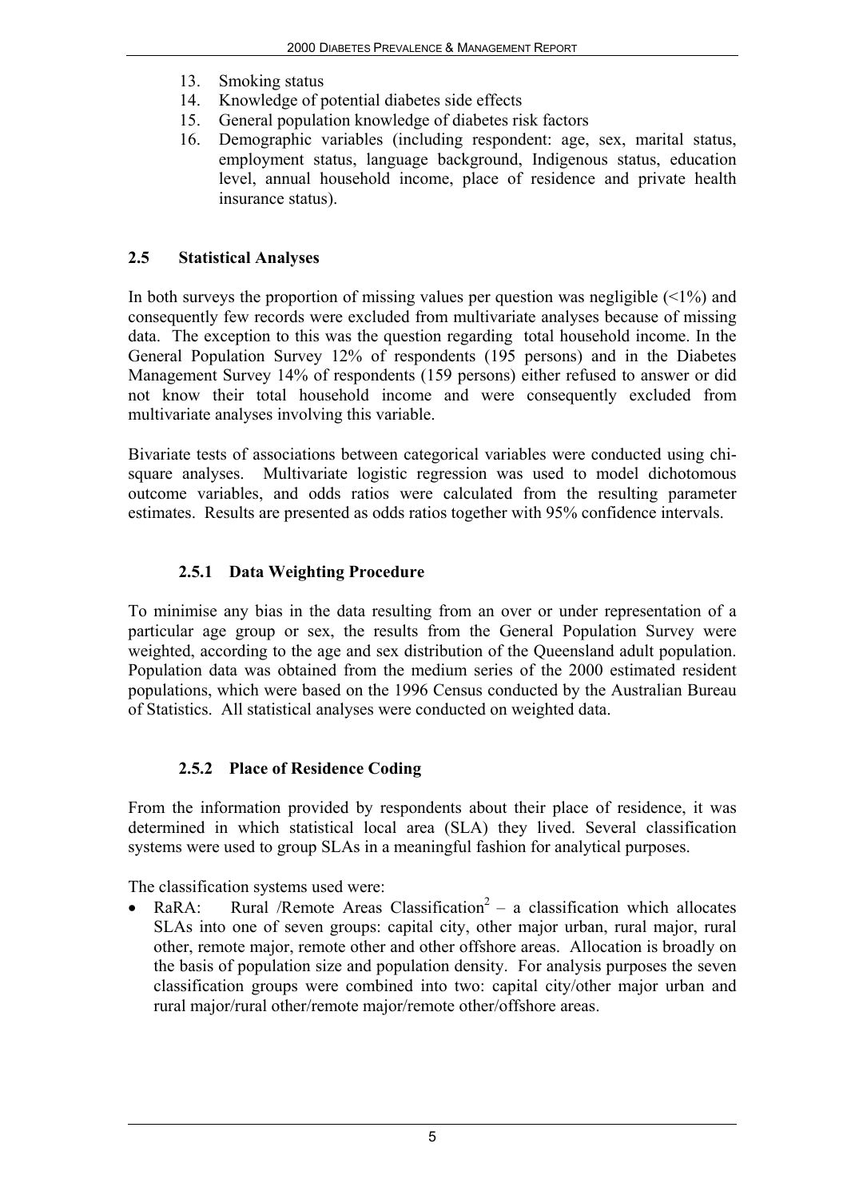13. Smoking status
14. Knowledge of potential diabetes side effects
15. General population knowledge of diabetes risk factors
16. Demographic variables (including respondent: age, sex, marital status, employment status, language background, Indigenous status, education level, annual household income, place of residence and private health insurance status).

## 2.5 Statistical Analyses

In both surveys the proportion of missing values per question was negligible (<1%) and consequently few records were excluded from multivariate analyses because of missing data. The exception to this was the question regarding total household income. In the General Population Survey 12% of respondents (195 persons) and in the Diabetes Management Survey 14% of respondents (159 persons) either refused to answer or did not know their total household income and were consequently excluded from multivariate analyses involving this variable.

Bivariate tests of associations between categorical variables were conducted using chi-square analyses. Multivariate logistic regression was used to model dichotomous outcome variables, and odds ratios were calculated from the resulting parameter estimates. Results are presented as odds ratios together with 95% confidence intervals.

### 2.5.1 Data Weighting Procedure

To minimise any bias in the data resulting from an over or under representation of a particular age group or sex, the results from the General Population Survey were weighted, according to the age and sex distribution of the Queensland adult population. Population data was obtained from the medium series of the 2000 estimated resident populations, which were based on the 1996 Census conducted by the Australian Bureau of Statistics. All statistical analyses were conducted on weighted data.

### 2.5.2 Place of Residence Coding

From the information provided by respondents about their place of residence, it was determined in which statistical local area (SLA) they lived. Several classification systems were used to group SLAs in a meaningful fashion for analytical purposes.

The classification systems used were:

- RaRA: Rural /Remote Areas Classification[2] – a classification which allocates SLAs into one of seven groups: capital city, other major urban, rural major, rural other, remote major, remote other and other offshore areas. Allocation is broadly on the basis of population size and population density. For analysis purposes the seven classification groups were combined into two: capital city/other major urban and rural major/rural other/remote major/remote other/offshore areas.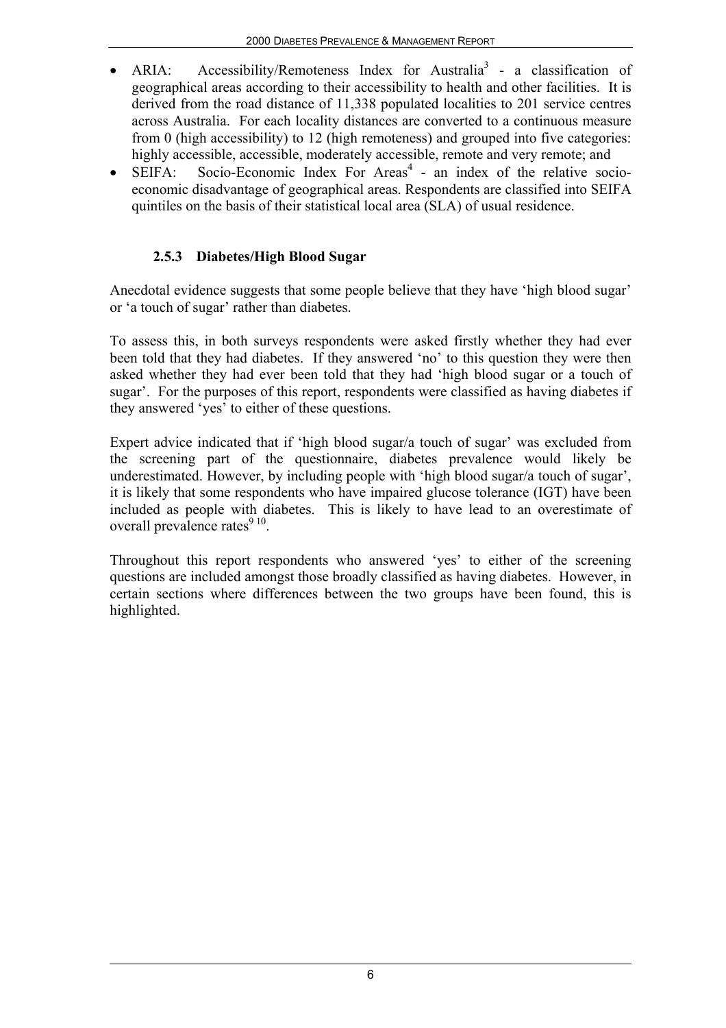- ARIA: Accessibility/Remoteness Index for Australia[3] - a classification of geographical areas according to their accessibility to health and other facilities. It is derived from the road distance of 11,338 populated localities to 201 service centres across Australia. For each locality distances are converted to a continuous measure from 0 (high accessibility) to 12 (high remoteness) and grouped into five categories: highly accessible, accessible, moderately accessible, remote and very remote; and
- SEIFA: Socio-Economic Index For Areas[4] - an index of the relative socio-economic disadvantage of geographical areas. Respondents are classified into SEIFA quintiles on the basis of their statistical local area (SLA) of usual residence.

### 2.5.3 Diabetes/High Blood Sugar

Anecdotal evidence suggests that some people believe that they have 'high blood sugar' or 'a touch of sugar' rather than diabetes.

To assess this, in both surveys respondents were asked firstly whether they had ever been told that they had diabetes. If they answered 'no' to this question they were then asked whether they had ever been told that they had 'high blood sugar or a touch of sugar'. For the purposes of this report, respondents were classified as having diabetes if they answered 'yes' to either of these questions.

Expert advice indicated that if 'high blood sugar/a touch of sugar' was excluded from the screening part of the questionnaire, diabetes prevalence would likely be underestimated. However, by including people with 'high blood sugar/a touch of sugar', it is likely that some respondents who have impaired glucose tolerance (IGT) have been included as people with diabetes. This is likely to have lead to an overestimate of overall prevalence rates[9 10].

Throughout this report respondents who answered 'yes' to either of the screening questions are included amongst those broadly classified as having diabetes. However, in certain sections where differences between the two groups have been found, this is highlighted.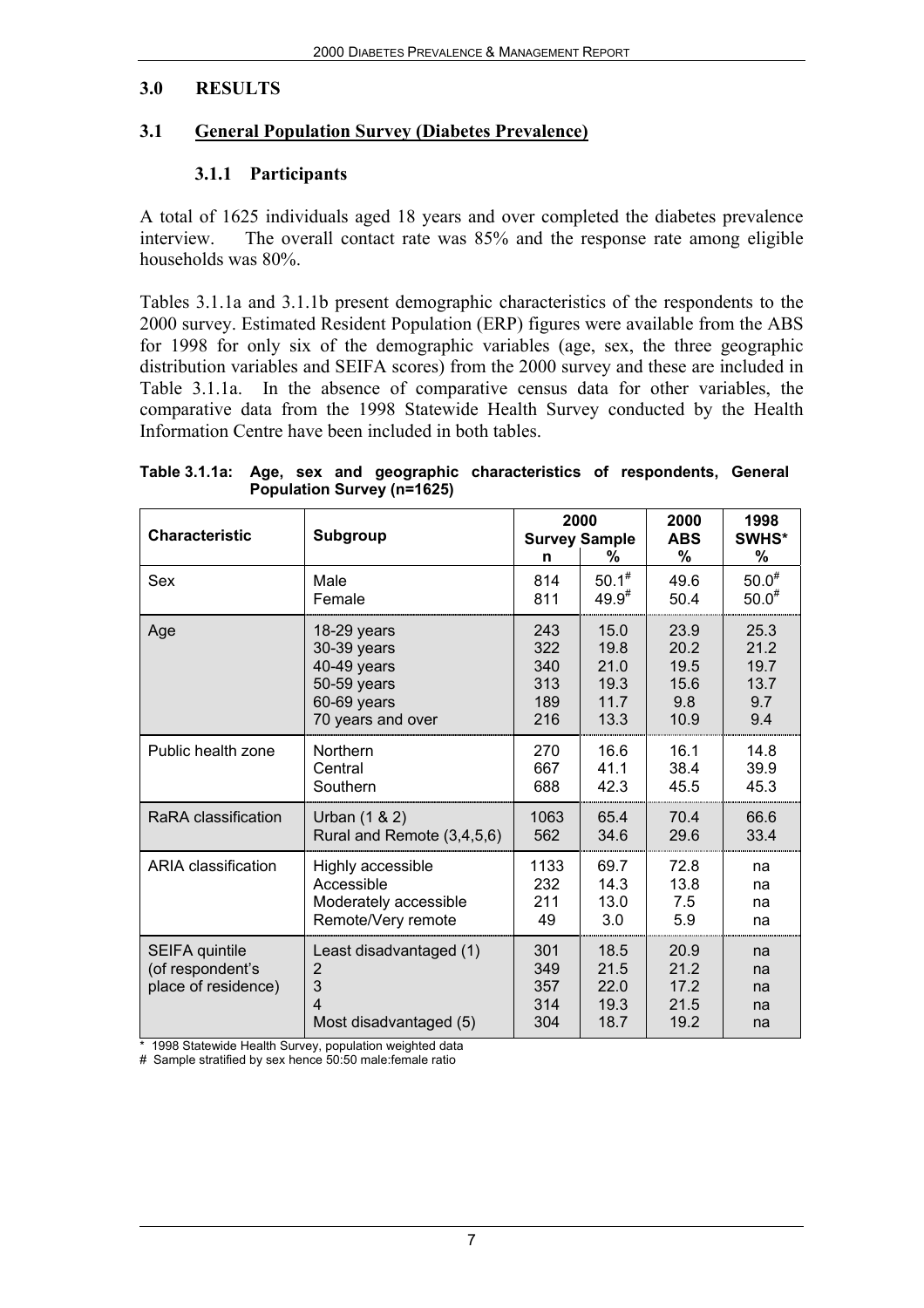# 3.0 RESULTS

## 3.1 General Population Survey (Diabetes Prevalence)

### 3.1.1 Participants

A total of 1625 individuals aged 18 years and over completed the diabetes prevalence interview. The overall contact rate was 85% and the response rate among eligible households was 80%.

Tables 3.1.1a and 3.1.1b present demographic characteristics of the respondents to the 2000 survey. Estimated Resident Population (ERP) figures were available from the ABS for 1998 for only six of the demographic variables (age, sex, the three geographic distribution variables and SEIFA scores) from the 2000 survey and these are included in Table 3.1.1a. In the absence of comparative census data for other variables, the comparative data from the 1998 Statewide Health Survey conducted by the Health Information Centre have been included in both tables.

**Table 3.1.1a: Age, sex and geographic characteristics of respondents, General Population Survey (n=1625)**

| Characteristic | Subgroup | 2000 Survey Sample n | 2000 Survey Sample % | 2000 ABS % | 1998 SWHS* % |
|---|---|---|---|---|---|
| Sex | Male | 814 | 50.1# | 49.6 | 50.0# |
| | Female | 811 | 49.9# | 50.4 | 50.0# |
| Age | 18-29 years | 243 | 15.0 | 23.9 | 25.3 |
| | 30-39 years | 322 | 19.8 | 20.2 | 21.2 |
| | 40-49 years | 340 | 21.0 | 19.5 | 19.7 |
| | 50-59 years | 313 | 19.3 | 15.6 | 13.7 |
| | 60-69 years | 189 | 11.7 | 9.8 | 9.7 |
| | 70 years and over | 216 | 13.3 | 10.9 | 9.4 |
| Public health zone | Northern | 270 | 16.6 | 16.1 | 14.8 |
| | Central | 667 | 41.1 | 38.4 | 39.9 |
| | Southern | 688 | 42.3 | 45.5 | 45.3 |
| RaRA classification | Urban (1 & 2) | 1063 | 65.4 | 70.4 | 66.6 |
| | Rural and Remote (3,4,5,6) | 562 | 34.6 | 29.6 | 33.4 |
| ARIA classification | Highly accessible | 1133 | 69.7 | 72.8 | na |
| | Accessible | 232 | 14.3 | 13.8 | na |
| | Moderately accessible | 211 | 13.0 | 7.5 | na |
| | Remote/Very remote | 49 | 3.0 | 5.9 | na |
| SEIFA quintile (of respondent's place of residence) | Least disadvantaged (1) | 301 | 18.5 | 20.9 | na |
| | 2 | 349 | 21.5 | 21.2 | na |
| | 3 | 357 | 22.0 | 17.2 | na |
| | 4 | 314 | 19.3 | 21.5 | na |
| | Most disadvantaged (5) | 304 | 18.7 | 19.2 | na |

\* 1998 Statewide Health Survey, population weighted data
\# Sample stratified by sex hence 50:50 male:female ratio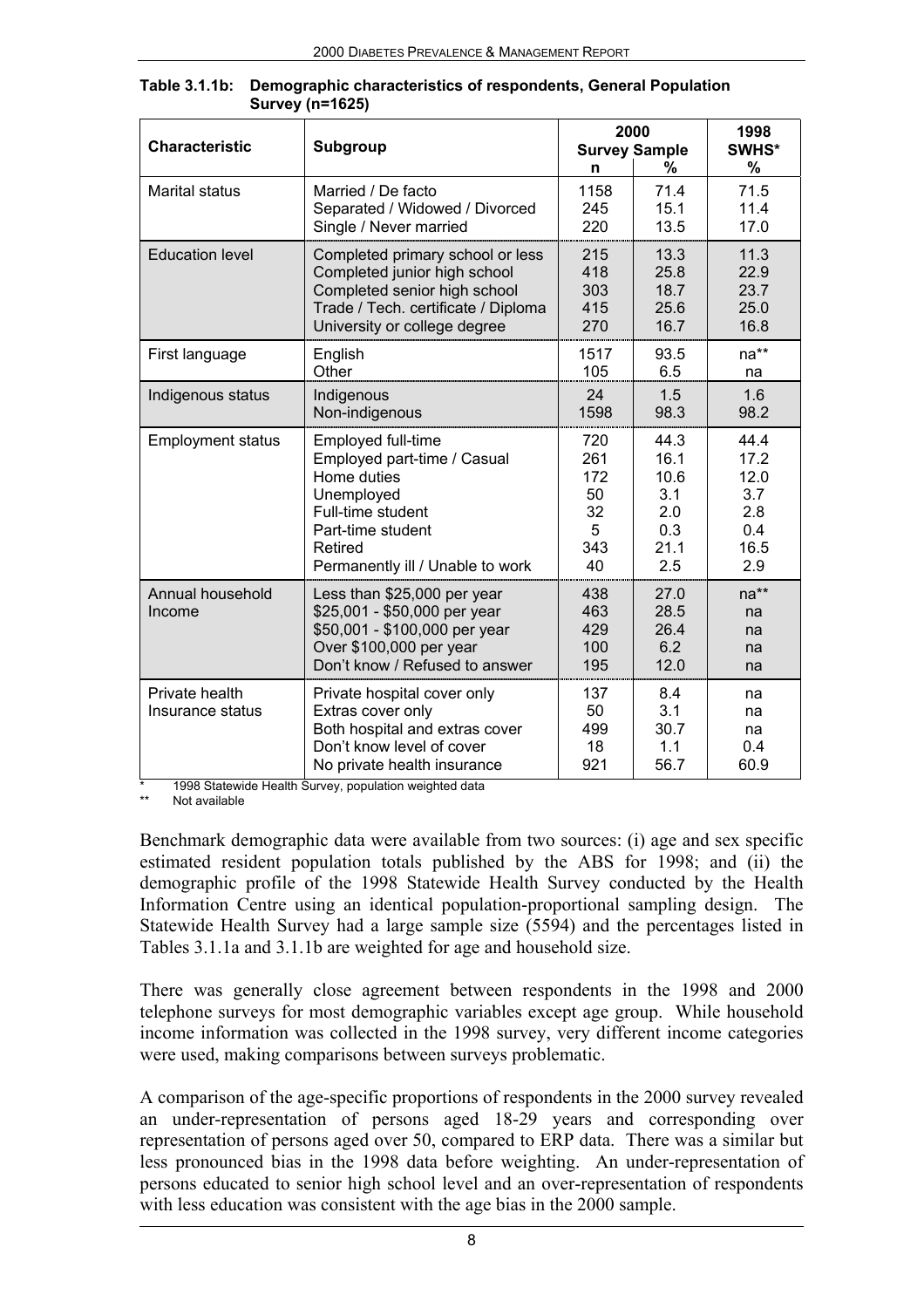**Table 3.1.1b: Demographic characteristics of respondents, General Population Survey (n=1625)**

| Characteristic | Subgroup | 2000 Survey Sample | | 1998 SWHS* |
|---|---|---|---|---|
| | | n | % | % |
| Marital status | Married / De facto | 1158 | 71.4 | 71.5 |
| | Separated / Widowed / Divorced | 245 | 15.1 | 11.4 |
| | Single / Never married | 220 | 13.5 | 17.0 |
| Education level | Completed primary school or less | 215 | 13.3 | 11.3 |
| | Completed junior high school | 418 | 25.8 | 22.9 |
| | Completed senior high school | 303 | 18.7 | 23.7 |
| | Trade / Tech. certificate / Diploma | 415 | 25.6 | 25.0 |
| | University or college degree | 270 | 16.7 | 16.8 |
| First language | English | 1517 | 93.5 | na** |
| | Other | 105 | 6.5 | na |
| Indigenous status | Indigenous | 24 | 1.5 | 1.6 |
| | Non-indigenous | 1598 | 98.3 | 98.2 |
| Employment status | Employed full-time | 720 | 44.3 | 44.4 |
| | Employed part-time / Casual | 261 | 16.1 | 17.2 |
| | Home duties | 172 | 10.6 | 12.0 |
| | Unemployed | 50 | 3.1 | 3.7 |
| | Full-time student | 32 | 2.0 | 2.8 |
| | Part-time student | 5 | 0.3 | 0.4 |
| | Retired | 343 | 21.1 | 16.5 |
| | Permanently ill / Unable to work | 40 | 2.5 | 2.9 |
| Annual household Income | Less than $25,000 per year | 438 | 27.0 | na** |
| | $25,001 - $50,000 per year | 463 | 28.5 | na |
| | $50,001 - $100,000 per year | 429 | 26.4 | na |
| | Over $100,000 per year | 100 | 6.2 | na |
| | Don't know / Refused to answer | 195 | 12.0 | na |
| Private health Insurance status | Private hospital cover only | 137 | 8.4 | na |
| | Extras cover only | 50 | 3.1 | na |
| | Both hospital and extras cover | 499 | 30.7 | na |
| | Don't know level of cover | 18 | 1.1 | 0.4 |
| | No private health insurance | 921 | 56.7 | 60.9 |

\* 1998 Statewide Health Survey, population weighted data

\*\* Not available

Benchmark demographic data were available from two sources: (i) age and sex specific estimated resident population totals published by the ABS for 1998; and (ii) the demographic profile of the 1998 Statewide Health Survey conducted by the Health Information Centre using an identical population-proportional sampling design. The Statewide Health Survey had a large sample size (5594) and the percentages listed in Tables 3.1.1a and 3.1.1b are weighted for age and household size.

There was generally close agreement between respondents in the 1998 and 2000 telephone surveys for most demographic variables except age group. While household income information was collected in the 1998 survey, very different income categories were used, making comparisons between surveys problematic.

A comparison of the age-specific proportions of respondents in the 2000 survey revealed an under-representation of persons aged 18-29 years and corresponding over representation of persons aged over 50, compared to ERP data. There was a similar but less pronounced bias in the 1998 data before weighting. An under-representation of persons educated to senior high school level and an over-representation of respondents with less education was consistent with the age bias in the 2000 sample.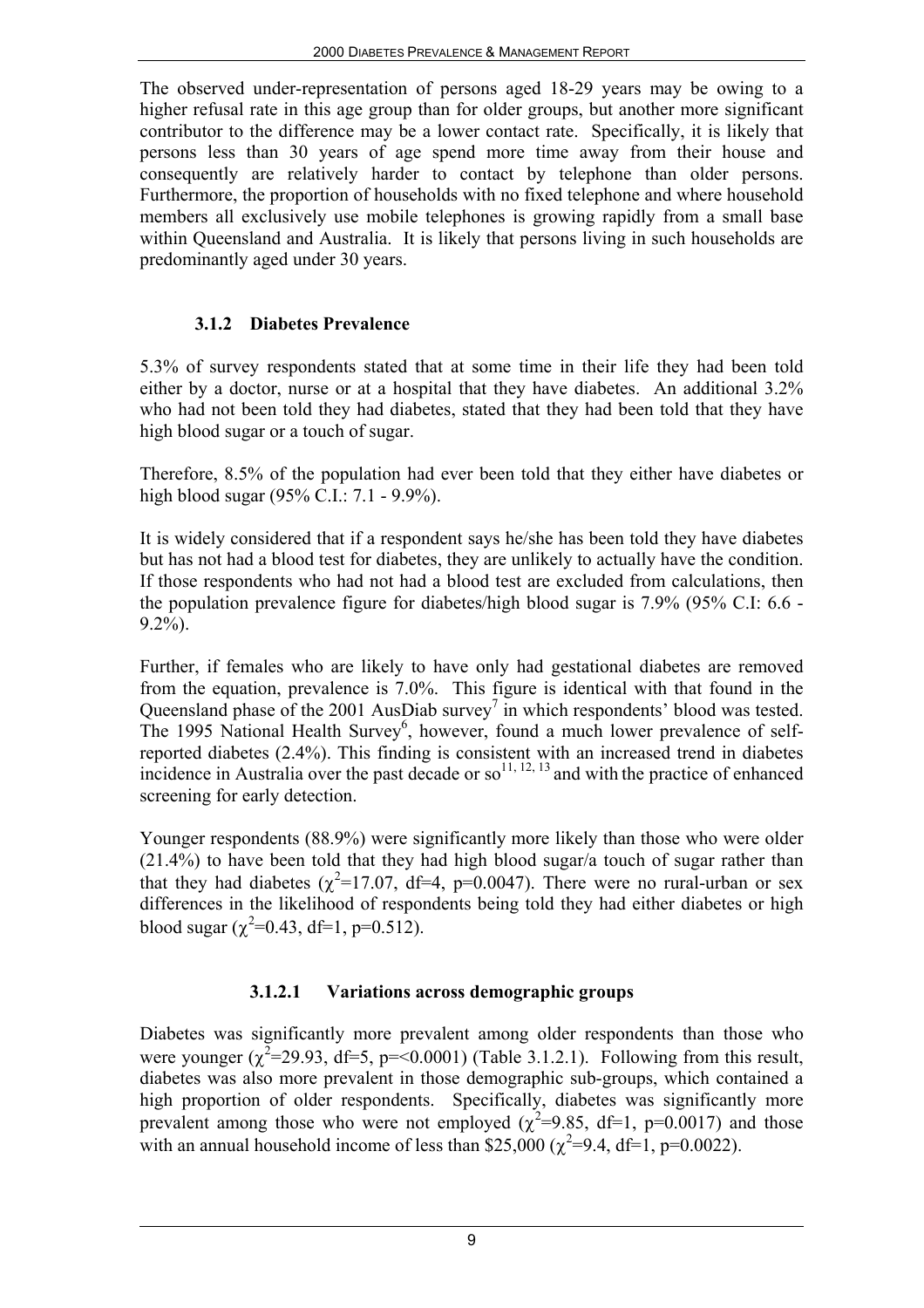The observed under-representation of persons aged 18-29 years may be owing to a higher refusal rate in this age group than for older groups, but another more significant contributor to the difference may be a lower contact rate. Specifically, it is likely that persons less than 30 years of age spend more time away from their house and consequently are relatively harder to contact by telephone than older persons. Furthermore, the proportion of households with no fixed telephone and where household members all exclusively use mobile telephones is growing rapidly from a small base within Queensland and Australia. It is likely that persons living in such households are predominantly aged under 30 years.

### 3.1.2 Diabetes Prevalence

5.3% of survey respondents stated that at some time in their life they had been told either by a doctor, nurse or at a hospital that they have diabetes. An additional 3.2% who had not been told they had diabetes, stated that they had been told that they have high blood sugar or a touch of sugar.

Therefore, 8.5% of the population had ever been told that they either have diabetes or high blood sugar (95% C.I.: 7.1 - 9.9%).

It is widely considered that if a respondent says he/she has been told they have diabetes but has not had a blood test for diabetes, they are unlikely to actually have the condition. If those respondents who had not had a blood test are excluded from calculations, then the population prevalence figure for diabetes/high blood sugar is 7.9% (95% C.I: 6.6 - 9.2%).

Further, if females who are likely to have only had gestational diabetes are removed from the equation, prevalence is 7.0%. This figure is identical with that found in the Queensland phase of the 2001 AusDiab survey[7] in which respondents' blood was tested. The 1995 National Health Survey[6], however, found a much lower prevalence of self-reported diabetes (2.4%). This finding is consistent with an increased trend in diabetes incidence in Australia over the past decade or so[11, 12, 13] and with the practice of enhanced screening for early detection.

Younger respondents (88.9%) were significantly more likely than those who were older (21.4%) to have been told that they had high blood sugar/a touch of sugar rather than that they had diabetes ($\chi^2$=17.07, df=4, p=0.0047). There were no rural-urban or sex differences in the likelihood of respondents being told they had either diabetes or high blood sugar ($\chi^2$=0.43, df=1, p=0.512).

#### 3.1.2.1 Variations across demographic groups

Diabetes was significantly more prevalent among older respondents than those who were younger ($\chi^2$=29.93, df=5, p=<0.0001) (Table 3.1.2.1). Following from this result, diabetes was also more prevalent in those demographic sub-groups, which contained a high proportion of older respondents. Specifically, diabetes was significantly more prevalent among those who were not employed ($\chi^2$=9.85, df=1, p=0.0017) and those with an annual household income of less than \$25,000 ($\chi^2$=9.4, df=1, p=0.0022).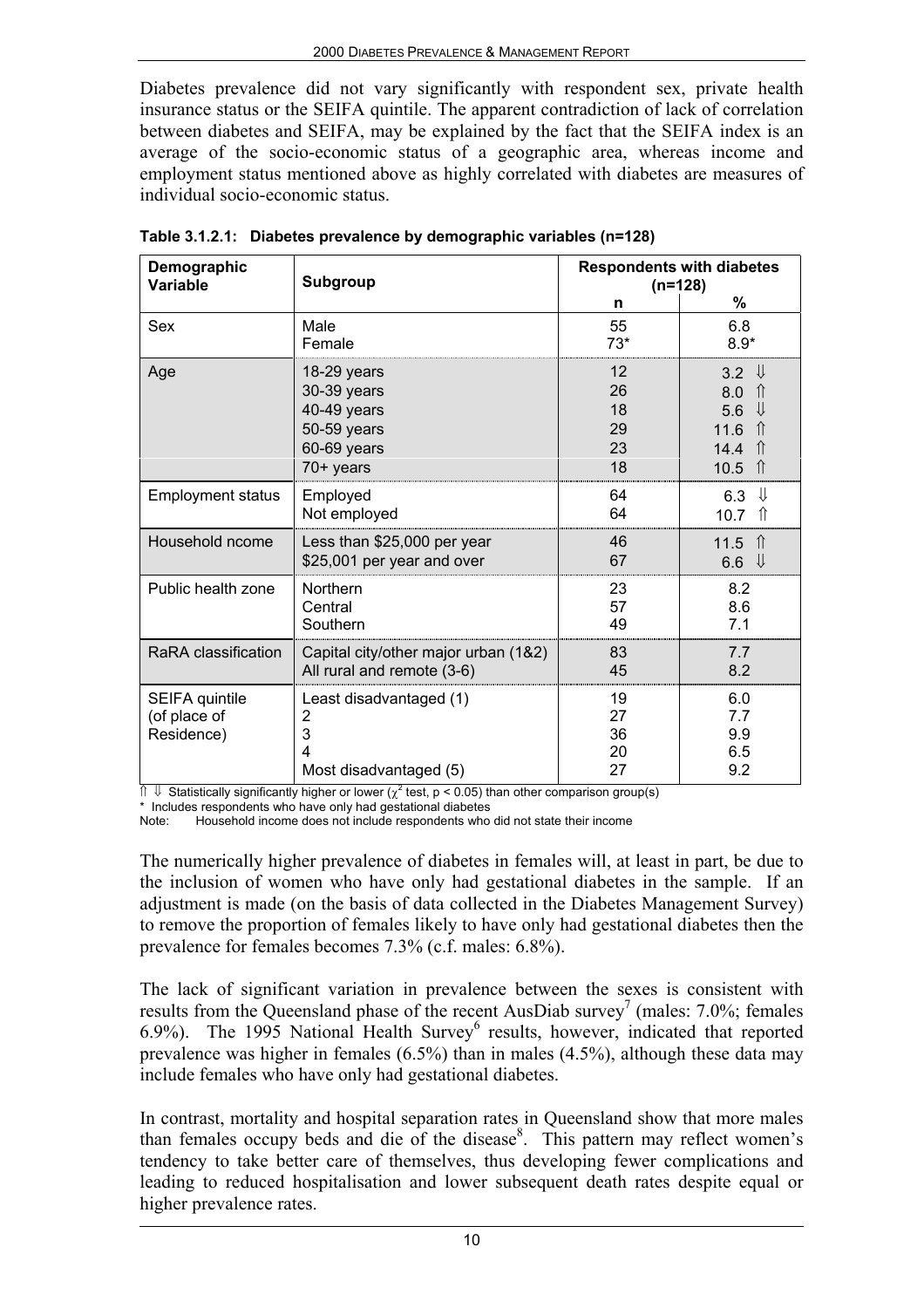Diabetes prevalence did not vary significantly with respondent sex, private health insurance status or the SEIFA quintile. The apparent contradiction of lack of correlation between diabetes and SEIFA, may be explained by the fact that the SEIFA index is an average of the socio-economic status of a geographic area, whereas income and employment status mentioned above as highly correlated with diabetes are measures of individual socio-economic status.

**Table 3.1.2.1: Diabetes prevalence by demographic variables (n=128)**

| Demographic Variable | Subgroup | Respondents with diabetes (n=128) | |
|---|---|---|---|
| | | n | % |
| Sex | Male | 55 | 6.8 |
| | Female | 73* | 8.9* |
| Age | 18-29 years | 12 | 3.2 ⇓ |
| | 30-39 years | 26 | 8.0 ⇑ |
| | 40-49 years | 18 | 5.6 ⇓ |
| | 50-59 years | 29 | 11.6 ⇑ |
| | 60-69 years | 23 | 14.4 ⇑ |
| | 70+ years | 18 | 10.5 ⇑ |
| Employment status | Employed | 64 | 6.3 ⇓ |
| | Not employed | 64 | 10.7 ⇑ |
| Household ncome | Less than $25,000 per year | 46 | 11.5 ⇑ |
| | $25,001 per year and over | 67 | 6.6 ⇓ |
| Public health zone | Northern | 23 | 8.2 |
| | Central | 57 | 8.6 |
| | Southern | 49 | 7.1 |
| RaRA classification | Capital city/other major urban (1&2) | 83 | 7.7 |
| | All rural and remote (3-6) | 45 | 8.2 |
| SEIFA quintile (of place of Residence) | Least disadvantaged (1) | 19 | 6.0 |
| | 2 | 27 | 7.7 |
| | 3 | 36 | 9.9 |
| | 4 | 20 | 6.5 |
| | Most disadvantaged (5) | 27 | 9.2 |

⇑ ⇓ Statistically significantly higher or lower ($\chi^2$ test, $p < 0.05$) than other comparison group(s)
\* Includes respondents who have only had gestational diabetes
Note: Household income does not include respondents who did not state their income

The numerically higher prevalence of diabetes in females will, at least in part, be due to the inclusion of women who have only had gestational diabetes in the sample. If an adjustment is made (on the basis of data collected in the Diabetes Management Survey) to remove the proportion of females likely to have only had gestational diabetes then the prevalence for females becomes 7.3% (c.f. males: 6.8%).

The lack of significant variation in prevalence between the sexes is consistent with results from the Queensland phase of the recent AusDiab survey[7] (males: 7.0%; females 6.9%). The 1995 National Health Survey[6] results, however, indicated that reported prevalence was higher in females (6.5%) than in males (4.5%), although these data may include females who have only had gestational diabetes.

In contrast, mortality and hospital separation rates in Queensland show that more males than females occupy beds and die of the disease[8]. This pattern may reflect women's tendency to take better care of themselves, thus developing fewer complications and leading to reduced hospitalisation and lower subsequent death rates despite equal or higher prevalence rates.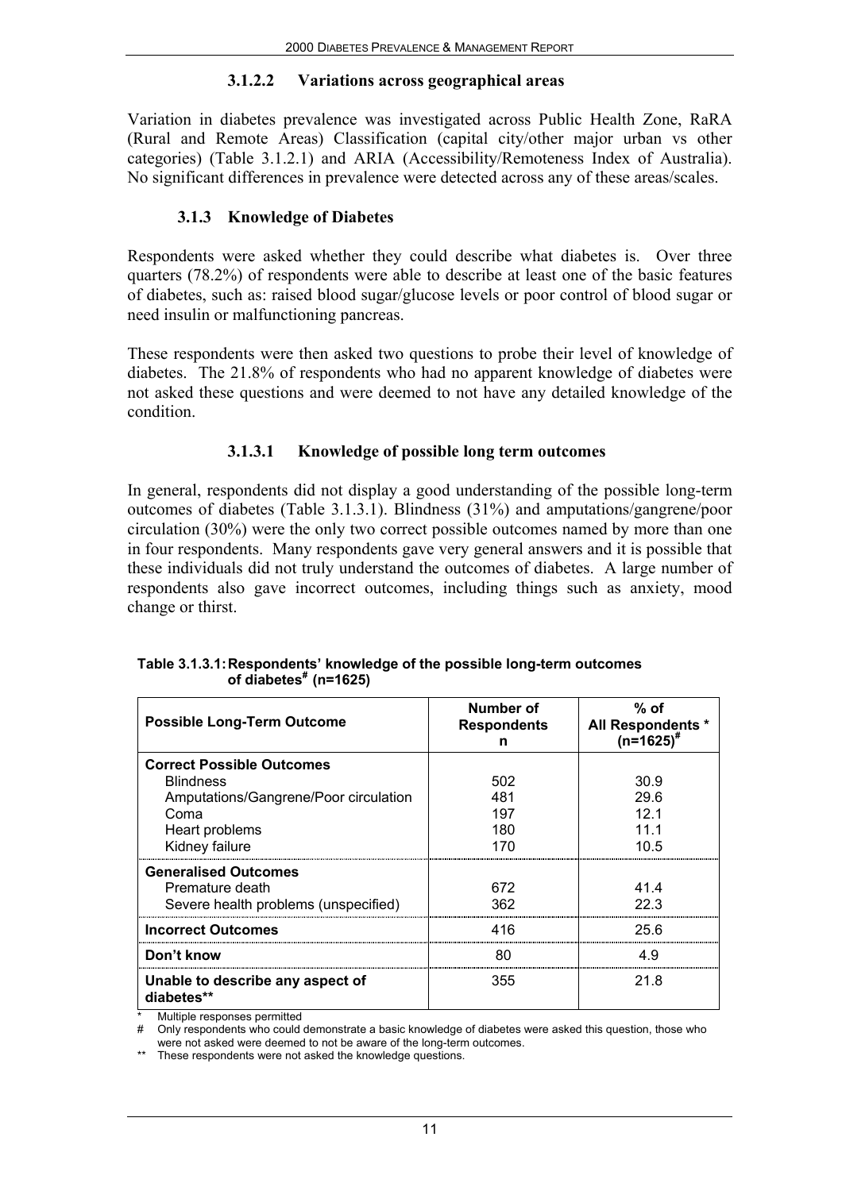#### 3.1.2.2 Variations across geographical areas

Variation in diabetes prevalence was investigated across Public Health Zone, RaRA (Rural and Remote Areas) Classification (capital city/other major urban vs other categories) (Table 3.1.2.1) and ARIA (Accessibility/Remoteness Index of Australia). No significant differences in prevalence were detected across any of these areas/scales.

### 3.1.3 Knowledge of Diabetes

Respondents were asked whether they could describe what diabetes is. Over three quarters (78.2%) of respondents were able to describe at least one of the basic features of diabetes, such as: raised blood sugar/glucose levels or poor control of blood sugar or need insulin or malfunctioning pancreas.

These respondents were then asked two questions to probe their level of knowledge of diabetes. The 21.8% of respondents who had no apparent knowledge of diabetes were not asked these questions and were deemed to not have any detailed knowledge of the condition.

#### 3.1.3.1 Knowledge of possible long term outcomes

In general, respondents did not display a good understanding of the possible long-term outcomes of diabetes (Table 3.1.3.1). Blindness (31%) and amputations/gangrene/poor circulation (30%) were the only two correct possible outcomes named by more than one in four respondents. Many respondents gave very general answers and it is possible that these individuals did not truly understand the outcomes of diabetes. A large number of respondents also gave incorrect outcomes, including things such as anxiety, mood change or thirst.

**Table 3.1.3.1: Respondents' knowledge of the possible long-term outcomes of diabetes# (n=1625)**

| Possible Long-Term Outcome | Number of Respondents n | % of All Respondents * (n=1625)# |
|---|---|---|
| **Correct Possible Outcomes** | | |
| Blindness | 502 | 30.9 |
| Amputations/Gangrene/Poor circulation | 481 | 29.6 |
| Coma | 197 | 12.1 |
| Heart problems | 180 | 11.1 |
| Kidney failure | 170 | 10.5 |
| **Generalised Outcomes** | | |
| Premature death | 672 | 41.4 |
| Severe health problems (unspecified) | 362 | 22.3 |
| **Incorrect Outcomes** | 416 | 25.6 |
| **Don't know** | 80 | 4.9 |
| **Unable to describe any aspect of diabetes**** | 355 | 21.8 |

\* Multiple responses permitted

\# Only respondents who could demonstrate a basic knowledge of diabetes were asked this question, those who were not asked were deemed to not be aware of the long-term outcomes.

\*\* These respondents were not asked the knowledge questions.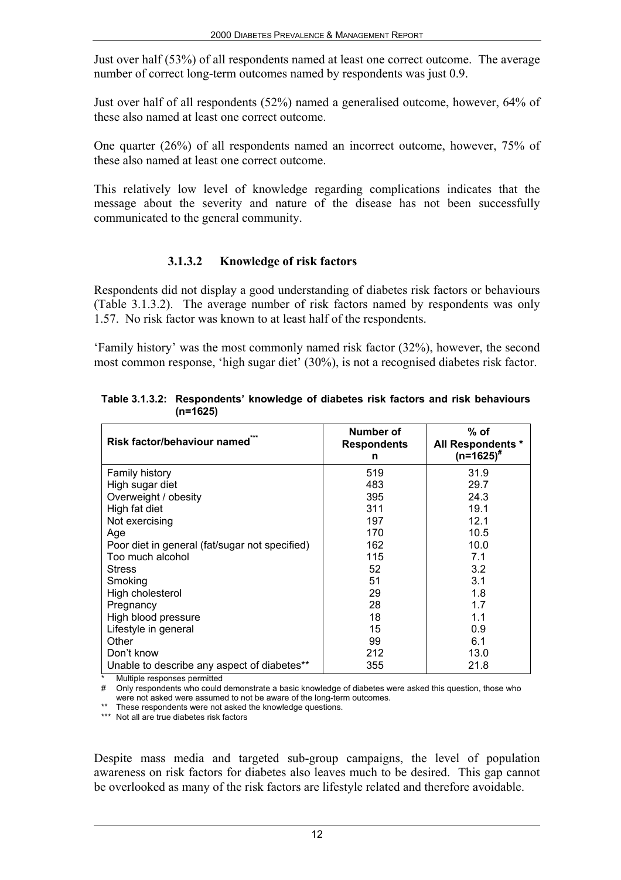Just over half (53%) of all respondents named at least one correct outcome. The average number of correct long-term outcomes named by respondents was just 0.9.

Just over half of all respondents (52%) named a generalised outcome, however, 64% of these also named at least one correct outcome.

One quarter (26%) of all respondents named an incorrect outcome, however, 75% of these also named at least one correct outcome.

This relatively low level of knowledge regarding complications indicates that the message about the severity and nature of the disease has not been successfully communicated to the general community.

#### 3.1.3.2 Knowledge of risk factors

Respondents did not display a good understanding of diabetes risk factors or behaviours (Table 3.1.3.2). The average number of risk factors named by respondents was only 1.57. No risk factor was known to at least half of the respondents.

'Family history' was the most commonly named risk factor (32%), however, the second most common response, 'high sugar diet' (30%), is not a recognised diabetes risk factor.

**Table 3.1.3.2: Respondents' knowledge of diabetes risk factors and risk behaviours (n=1625)**

| Risk factor/behaviour named*** | Number of Respondents n | % of All Respondents * (n=1625)# |
|---|---|---|
| Family history | 519 | 31.9 |
| High sugar diet | 483 | 29.7 |
| Overweight / obesity | 395 | 24.3 |
| High fat diet | 311 | 19.1 |
| Not exercising | 197 | 12.1 |
| Age | 170 | 10.5 |
| Poor diet in general (fat/sugar not specified) | 162 | 10.0 |
| Too much alcohol | 115 | 7.1 |
| Stress | 52 | 3.2 |
| Smoking | 51 | 3.1 |
| High cholesterol | 29 | 1.8 |
| Pregnancy | 28 | 1.7 |
| High blood pressure | 18 | 1.1 |
| Lifestyle in general | 15 | 0.9 |
| Other | 99 | 6.1 |
| Don't know | 212 | 13.0 |
| Unable to describe any aspect of diabetes** | 355 | 21.8 |

\* Multiple responses permitted
\# Only respondents who could demonstrate a basic knowledge of diabetes were asked this question, those who were not asked were assumed to not be aware of the long-term outcomes.
\** These respondents were not asked the knowledge questions.
\*** Not all are true diabetes risk factors

Despite mass media and targeted sub-group campaigns, the level of population awareness on risk factors for diabetes also leaves much to be desired. This gap cannot be overlooked as many of the risk factors are lifestyle related and therefore avoidable.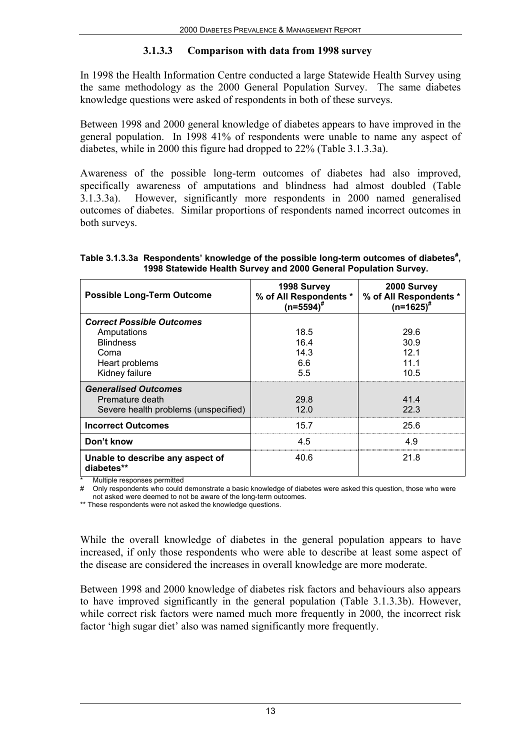#### 3.1.3.3 Comparison with data from 1998 survey

In 1998 the Health Information Centre conducted a large Statewide Health Survey using the same methodology as the 2000 General Population Survey. The same diabetes knowledge questions were asked of respondents in both of these surveys.

Between 1998 and 2000 general knowledge of diabetes appears to have improved in the general population. In 1998 41% of respondents were unable to name any aspect of diabetes, while in 2000 this figure had dropped to 22% (Table 3.1.3.3a).

Awareness of the possible long-term outcomes of diabetes had also improved, specifically awareness of amputations and blindness had almost doubled (Table 3.1.3.3a). However, significantly more respondents in 2000 named generalised outcomes of diabetes. Similar proportions of respondents named incorrect outcomes in both surveys.

**Table 3.1.3.3a Respondents' knowledge of the possible long-term outcomes of diabetes#, 1998 Statewide Health Survey and 2000 General Population Survey.**

| Possible Long-Term Outcome | 1998 Survey % of All Respondents * (n=5594)# | 2000 Survey % of All Respondents * (n=1625)# |
|---|---|---|
| ***Correct Possible Outcomes*** | | |
| Amputations | 18.5 | 29.6 |
| Blindness | 16.4 | 30.9 |
| Coma | 14.3 | 12.1 |
| Heart problems | 6.6 | 11.1 |
| Kidney failure | 5.5 | 10.5 |
| ***Generalised Outcomes*** | | |
| Premature death | 29.8 | 41.4 |
| Severe health problems (unspecified) | 12.0 | 22.3 |
| **Incorrect Outcomes** | 15.7 | 25.6 |
| **Don't know** | 4.5 | 4.9 |
| **Unable to describe any aspect of diabetes**** | 40.6 | 21.8 |

\* Multiple responses permitted

\# Only respondents who could demonstrate a basic knowledge of diabetes were asked this question, those who were not asked were deemed to not be aware of the long-term outcomes.

\*\* These respondents were not asked the knowledge questions.

While the overall knowledge of diabetes in the general population appears to have increased, if only those respondents who were able to describe at least some aspect of the disease are considered the increases in overall knowledge are more moderate.

Between 1998 and 2000 knowledge of diabetes risk factors and behaviours also appears to have improved significantly in the general population (Table 3.1.3.3b). However, while correct risk factors were named much more frequently in 2000, the incorrect risk factor 'high sugar diet' also was named significantly more frequently.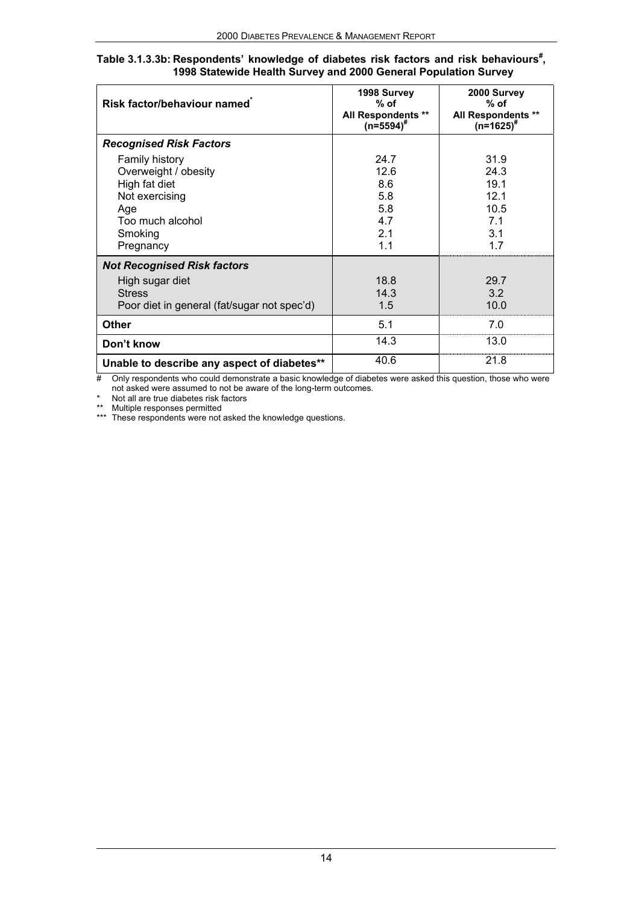**Table 3.1.3.3b: Respondents' knowledge of diabetes risk factors and risk behaviours#, 1998 Statewide Health Survey and 2000 General Population Survey**

| Risk factor/behaviour named* | 1998 Survey % of All Respondents ** (n=5594)# | 2000 Survey % of All Respondents ** (n=1625)# |
|---|---|---|
| ***Recognised Risk Factors*** | | |
| Family history | 24.7 | 31.9 |
| Overweight / obesity | 12.6 | 24.3 |
| High fat diet | 8.6 | 19.1 |
| Not exercising | 5.8 | 12.1 |
| Age | 5.8 | 10.5 |
| Too much alcohol | 4.7 | 7.1 |
| Smoking | 2.1 | 3.1 |
| Pregnancy | 1.1 | 1.7 |
| ***Not Recognised Risk factors*** | | |
| High sugar diet | 18.8 | 29.7 |
| Stress | 14.3 | 3.2 |
| Poor diet in general (fat/sugar not spec'd) | 1.5 | 10.0 |
| **Other** | 5.1 | 7.0 |
| **Don't know** | 14.3 | 13.0 |
| **Unable to describe any aspect of diabetes**** | 40.6 | 21.8 |

\# Only respondents who could demonstrate a basic knowledge of diabetes were asked this question, those who were not asked were assumed to not be aware of the long-term outcomes.

\* Not all are true diabetes risk factors

** Multiple responses permitted

*** These respondents were not asked the knowledge questions.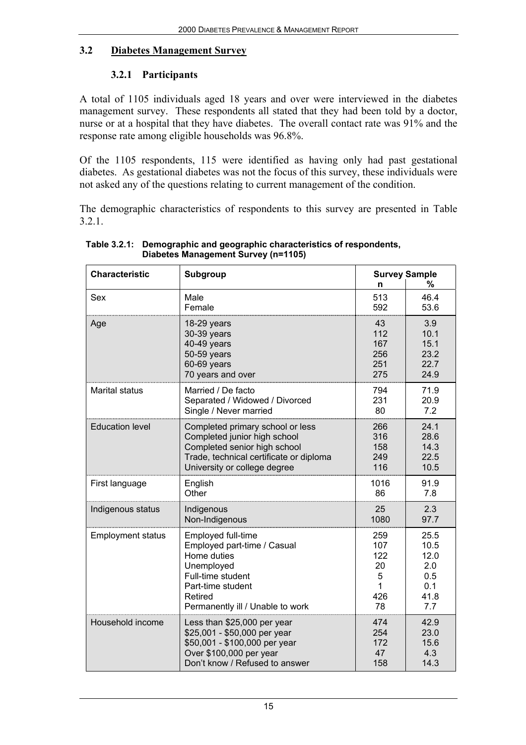## 3.2 Diabetes Management Survey

### 3.2.1 Participants

A total of 1105 individuals aged 18 years and over were interviewed in the diabetes management survey. These respondents all stated that they had been told by a doctor, nurse or at a hospital that they have diabetes. The overall contact rate was 91% and the response rate among eligible households was 96.8%.

Of the 1105 respondents, 115 were identified as having only had past gestational diabetes. As gestational diabetes was not the focus of this survey, these individuals were not asked any of the questions relating to current management of the condition.

The demographic characteristics of respondents to this survey are presented in Table 3.2.1.

**Table 3.2.1: Demographic and geographic characteristics of respondents, Diabetes Management Survey (n=1105)**

| Characteristic | Subgroup | Survey Sample | |
|---|---|---|---|
| | | n | % |
| Sex | Male | 513 | 46.4 |
| | Female | 592 | 53.6 |
| Age | 18-29 years | 43 | 3.9 |
| | 30-39 years | 112 | 10.1 |
| | 40-49 years | 167 | 15.1 |
| | 50-59 years | 256 | 23.2 |
| | 60-69 years | 251 | 22.7 |
| | 70 years and over | 275 | 24.9 |
| Marital status | Married / De facto | 794 | 71.9 |
| | Separated / Widowed / Divorced | 231 | 20.9 |
| | Single / Never married | 80 | 7.2 |
| Education level | Completed primary school or less | 266 | 24.1 |
| | Completed junior high school | 316 | 28.6 |
| | Completed senior high school | 158 | 14.3 |
| | Trade, technical certificate or diploma | 249 | 22.5 |
| | University or college degree | 116 | 10.5 |
| First language | English | 1016 | 91.9 |
| | Other | 86 | 7.8 |
| Indigenous status | Indigenous | 25 | 2.3 |
| | Non-Indigenous | 1080 | 97.7 |
| Employment status | Employed full-time | 259 | 25.5 |
| | Employed part-time / Casual | 107 | 10.5 |
| | Home duties | 122 | 12.0 |
| | Unemployed | 20 | 2.0 |
| | Full-time student | 5 | 0.5 |
| | Part-time student | 1 | 0.1 |
| | Retired | 426 | 41.8 |
| | Permanently ill / Unable to work | 78 | 7.7 |
| Household income | Less than $25,000 per year | 474 | 42.9 |
| | $25,001 - $50,000 per year | 254 | 23.0 |
| | $50,001 - $100,000 per year | 172 | 15.6 |
| | Over $100,000 per year | 47 | 4.3 |
| | Don't know / Refused to answer | 158 | 14.3 |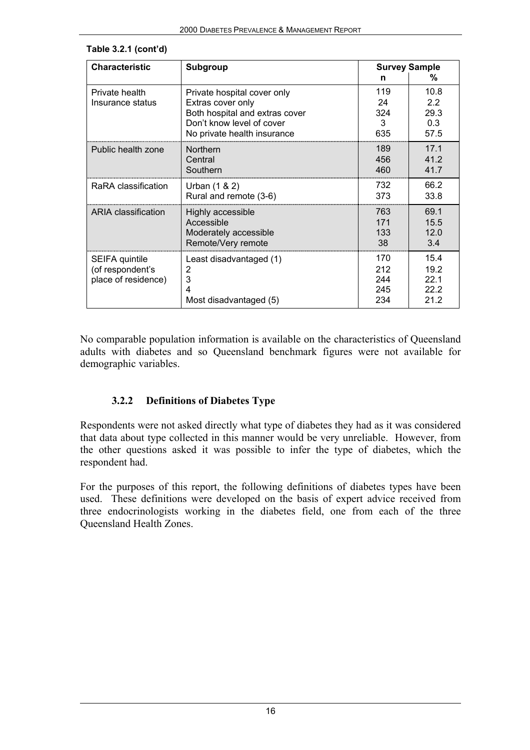**Table 3.2.1 (cont'd)**

| Characteristic | Subgroup | Survey Sample | |
|---|---|---|---|
| | | n | % |
| Private health Insurance status | Private hospital cover only | 119 | 10.8 |
| | Extras cover only | 24 | 2.2 |
| | Both hospital and extras cover | 324 | 29.3 |
| | Don't know level of cover | 3 | 0.3 |
| | No private health insurance | 635 | 57.5 |
| Public health zone | Northern | 189 | 17.1 |
| | Central | 456 | 41.2 |
| | Southern | 460 | 41.7 |
| RaRA classification | Urban (1 & 2) | 732 | 66.2 |
| | Rural and remote (3-6) | 373 | 33.8 |
| ARIA classification | Highly accessible | 763 | 69.1 |
| | Accessible | 171 | 15.5 |
| | Moderately accessible | 133 | 12.0 |
| | Remote/Very remote | 38 | 3.4 |
| SEIFA quintile (of respondent's place of residence) | Least disadvantaged (1) | 170 | 15.4 |
| | 2 | 212 | 19.2 |
| | 3 | 244 | 22.1 |
| | 4 | 245 | 22.2 |
| | Most disadvantaged (5) | 234 | 21.2 |

No comparable population information is available on the characteristics of Queensland adults with diabetes and so Queensland benchmark figures were not available for demographic variables.

### 3.2.2 Definitions of Diabetes Type

Respondents were not asked directly what type of diabetes they had as it was considered that data about type collected in this manner would be very unreliable. However, from the other questions asked it was possible to infer the type of diabetes, which the respondent had.

For the purposes of this report, the following definitions of diabetes types have been used. These definitions were developed on the basis of expert advice received from three endocrinologists working in the diabetes field, one from each of the three Queensland Health Zones.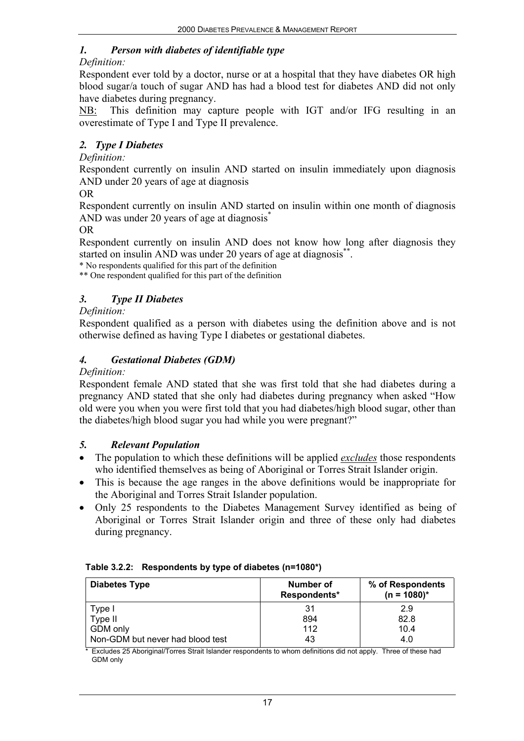### *1. Person with diabetes of identifiable type*

*Definition:*

Respondent ever told by a doctor, nurse or at a hospital that they have diabetes OR high blood sugar/a touch of sugar AND has had a blood test for diabetes AND did not only have diabetes during pregnancy.

NB: This definition may capture people with IGT and/or IFG resulting in an overestimate of Type I and Type II prevalence.

### *2. Type I Diabetes*

*Definition:*

Respondent currently on insulin AND started on insulin immediately upon diagnosis AND under 20 years of age at diagnosis

OR

Respondent currently on insulin AND started on insulin within one month of diagnosis AND was under 20 years of age at diagnosis*

OR

Respondent currently on insulin AND does not know how long after diagnosis they started on insulin AND was under 20 years of age at diagnosis**.

\* No respondents qualified for this part of the definition

\** One respondent qualified for this part of the definition

### *3. Type II Diabetes*

*Definition:*

Respondent qualified as a person with diabetes using the definition above and is not otherwise defined as having Type I diabetes or gestational diabetes.

### *4. Gestational Diabetes (GDM)*

*Definition:*

Respondent female AND stated that she was first told that she had diabetes during a pregnancy AND stated that she only had diabetes during pregnancy when asked "How old were you when you were first told that you had diabetes/high blood sugar, other than the diabetes/high blood sugar you had while you were pregnant?"

### *5. Relevant Population*

- The population to which these definitions will be applied ***excludes*** those respondents who identified themselves as being of Aboriginal or Torres Strait Islander origin.
- This is because the age ranges in the above definitions would be inappropriate for the Aboriginal and Torres Strait Islander population.
- Only 25 respondents to the Diabetes Management Survey identified as being of Aboriginal or Torres Strait Islander origin and three of these only had diabetes during pregnancy.

**Table 3.2.2: Respondents by type of diabetes (n=1080*)**

| Diabetes Type | Number of Respondents* | % of Respondents (n = 1080)* |
|---|---|---|
| Type I | 31 | 2.9 |
| Type II | 894 | 82.8 |
| GDM only | 112 | 10.4 |
| Non-GDM but never had blood test | 43 | 4.0 |

\* Excludes 25 Aboriginal/Torres Strait Islander respondents to whom definitions did not apply. Three of these had GDM only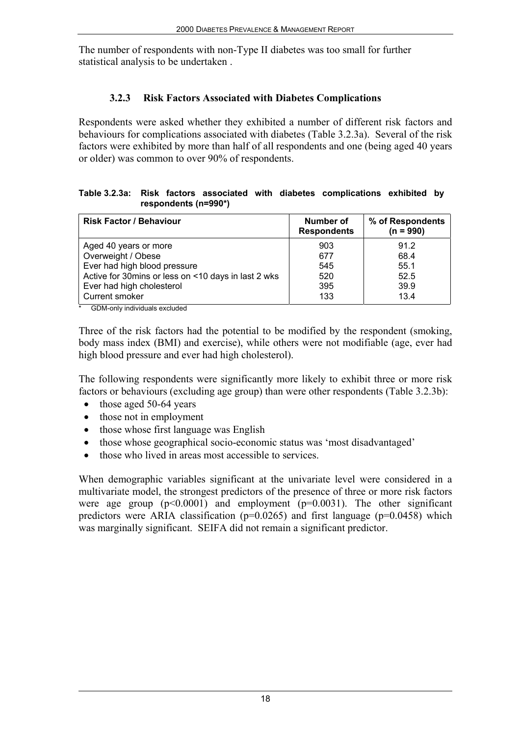The number of respondents with non-Type II diabetes was too small for further statistical analysis to be undertaken .

### 3.2.3 Risk Factors Associated with Diabetes Complications

Respondents were asked whether they exhibited a number of different risk factors and behaviours for complications associated with diabetes (Table 3.2.3a). Several of the risk factors were exhibited by more than half of all respondents and one (being aged 40 years or older) was common to over 90% of respondents.

**Table 3.2.3a: Risk factors associated with diabetes complications exhibited by respondents (n=990*)**

| Risk Factor / Behaviour | Number of Respondents | % of Respondents (n = 990) |
|---|---|---|
| Aged 40 years or more | 903 | 91.2 |
| Overweight / Obese | 677 | 68.4 |
| Ever had high blood pressure | 545 | 55.1 |
| Active for 30mins or less on <10 days in last 2 wks | 520 | 52.5 |
| Ever had high cholesterol | 395 | 39.9 |
| Current smoker | 133 | 13.4 |

\* GDM-only individuals excluded

Three of the risk factors had the potential to be modified by the respondent (smoking, body mass index (BMI) and exercise), while others were not modifiable (age, ever had high blood pressure and ever had high cholesterol).

The following respondents were significantly more likely to exhibit three or more risk factors or behaviours (excluding age group) than were other respondents (Table 3.2.3b):

- those aged 50-64 years
- those not in employment
- those whose first language was English
- those whose geographical socio-economic status was 'most disadvantaged'
- those who lived in areas most accessible to services.

When demographic variables significant at the univariate level were considered in a multivariate model, the strongest predictors of the presence of three or more risk factors were age group ($p<0.0001$) and employment ($p=0.0031$). The other significant predictors were ARIA classification ($p=0.0265$) and first language ($p=0.0458$) which was marginally significant. SEIFA did not remain a significant predictor.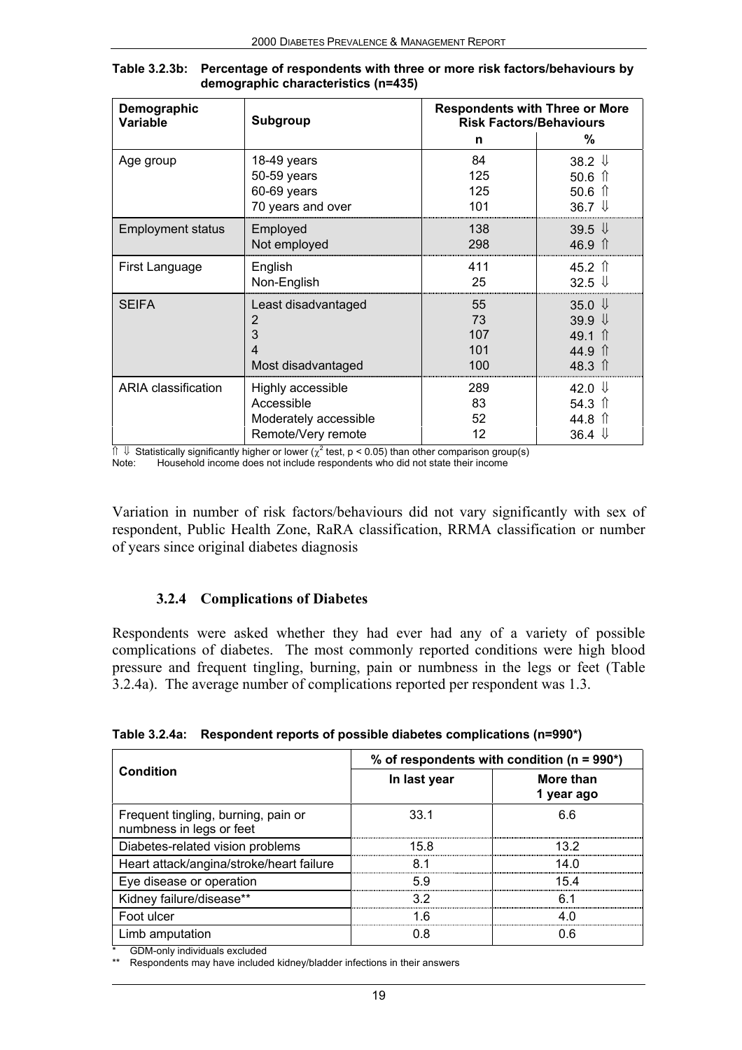**Table 3.2.3b: Percentage of respondents with three or more risk factors/behaviours by demographic characteristics (n=435)**

| Demographic Variable | Subgroup | Respondents with Three or More Risk Factors/Behaviours | |
|---|---|---|---|
| | | n | % |
| Age group | 18-49 years | 84 | 38.2 ⇓ |
| | 50-59 years | 125 | 50.6 ⇑ |
| | 60-69 years | 125 | 50.6 ⇑ |
| | 70 years and over | 101 | 36.7 ⇓ |
| Employment status | Employed | 138 | 39.5 ⇓ |
| | Not employed | 298 | 46.9 ⇑ |
| First Language | English | 411 | 45.2 ⇑ |
| | Non-English | 25 | 32.5 ⇓ |
| SEIFA | Least disadvantaged | 55 | 35.0 ⇓ |
| | 2 | 73 | 39.9 ⇓ |
| | 3 | 107 | 49.1 ⇑ |
| | 4 | 101 | 44.9 ⇑ |
| | Most disadvantaged | 100 | 48.3 ⇑ |
| ARIA classification | Highly accessible | 289 | 42.0 ⇓ |
| | Accessible | 83 | 54.3 ⇑ |
| | Moderately accessible | 52 | 44.8 ⇑ |
| | Remote/Very remote | 12 | 36.4 ⇓ |

⇑ ⇓ Statistically significantly higher or lower ($\chi^2$ test, $p < 0.05$) than other comparison group(s)
Note: Household income does not include respondents who did not state their income

Variation in number of risk factors/behaviours did not vary significantly with sex of respondent, Public Health Zone, RaRA classification, RRMA classification or number of years since original diabetes diagnosis

### 3.2.4 Complications of Diabetes

Respondents were asked whether they had ever had any of a variety of possible complications of diabetes. The most commonly reported conditions were high blood pressure and frequent tingling, burning, pain or numbness in the legs or feet (Table 3.2.4a). The average number of complications reported per respondent was 1.3.

**Table 3.2.4a: Respondent reports of possible diabetes complications (n=990*)**

| Condition | % of respondents with condition (n = 990*) | |
|---|---|---|
| | In last year | More than 1 year ago |
| Frequent tingling, burning, pain or numbness in legs or feet | 33.1 | 6.6 |
| Diabetes-related vision problems | 15.8 | 13.2 |
| Heart attack/angina/stroke/heart failure | 8.1 | 14.0 |
| Eye disease or operation | 5.9 | 15.4 |
| Kidney failure/disease** | 3.2 | 6.1 |
| Foot ulcer | 1.6 | 4.0 |
| Limb amputation | 0.8 | 0.6 |

\* GDM-only individuals excluded
** Respondents may have included kidney/bladder infections in their answers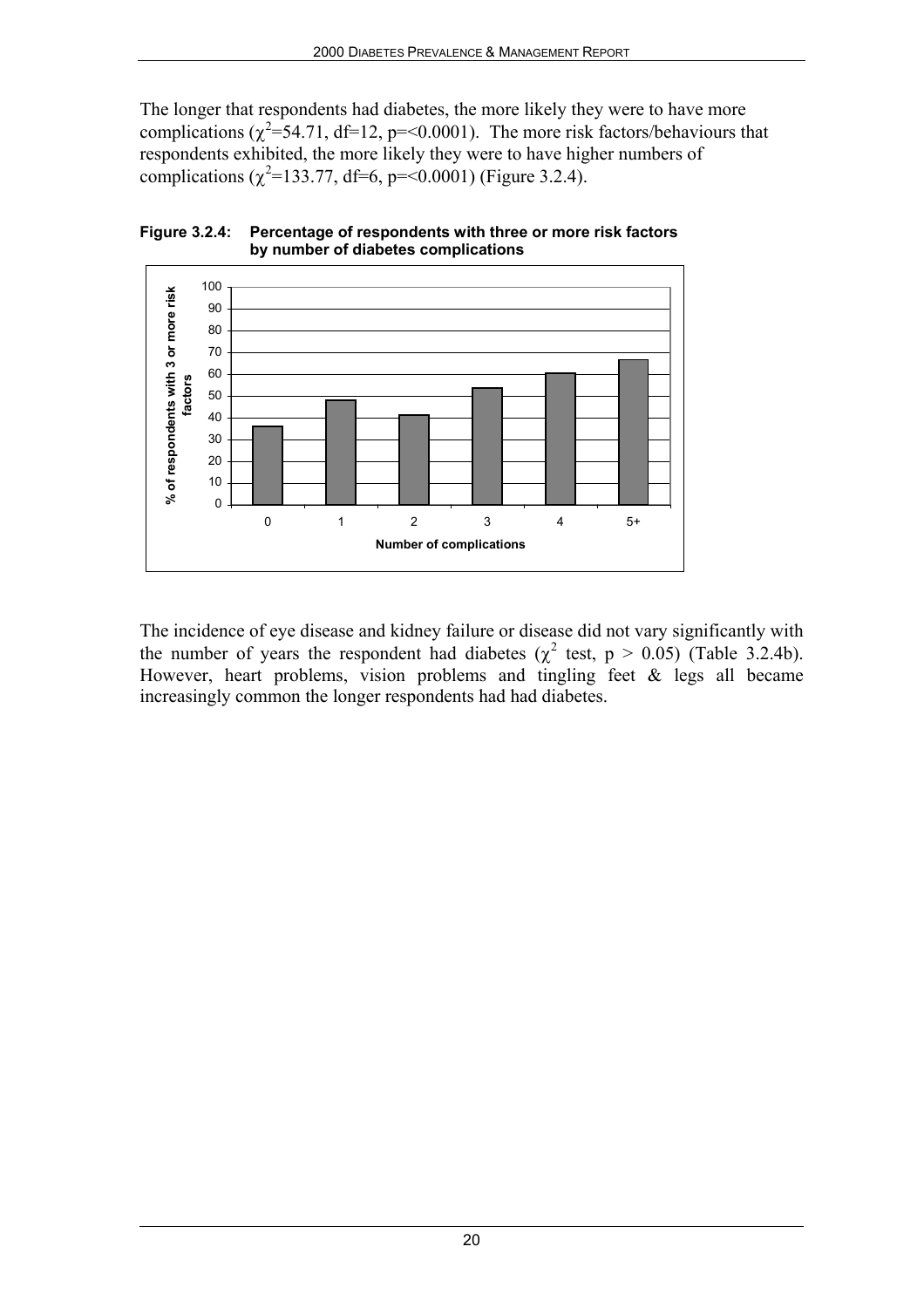The longer that respondents had diabetes, the more likely they were to have more complications ($\chi^2$=54.71, df=12, p=<0.0001). The more risk factors/behaviours that respondents exhibited, the more likely they were to have higher numbers of complications ($\chi^2$=133.77, df=6, p=<0.0001) (Figure 3.2.4).

**Figure 3.2.4: Percentage of respondents with three or more risk factors by number of diabetes complications**

The incidence of eye disease and kidney failure or disease did not vary significantly with the number of years the respondent had diabetes ($\chi^2$ test, $p > 0.05$) (Table 3.2.4b). However, heart problems, vision problems and tingling feet & legs all became increasingly common the longer respondents had had diabetes.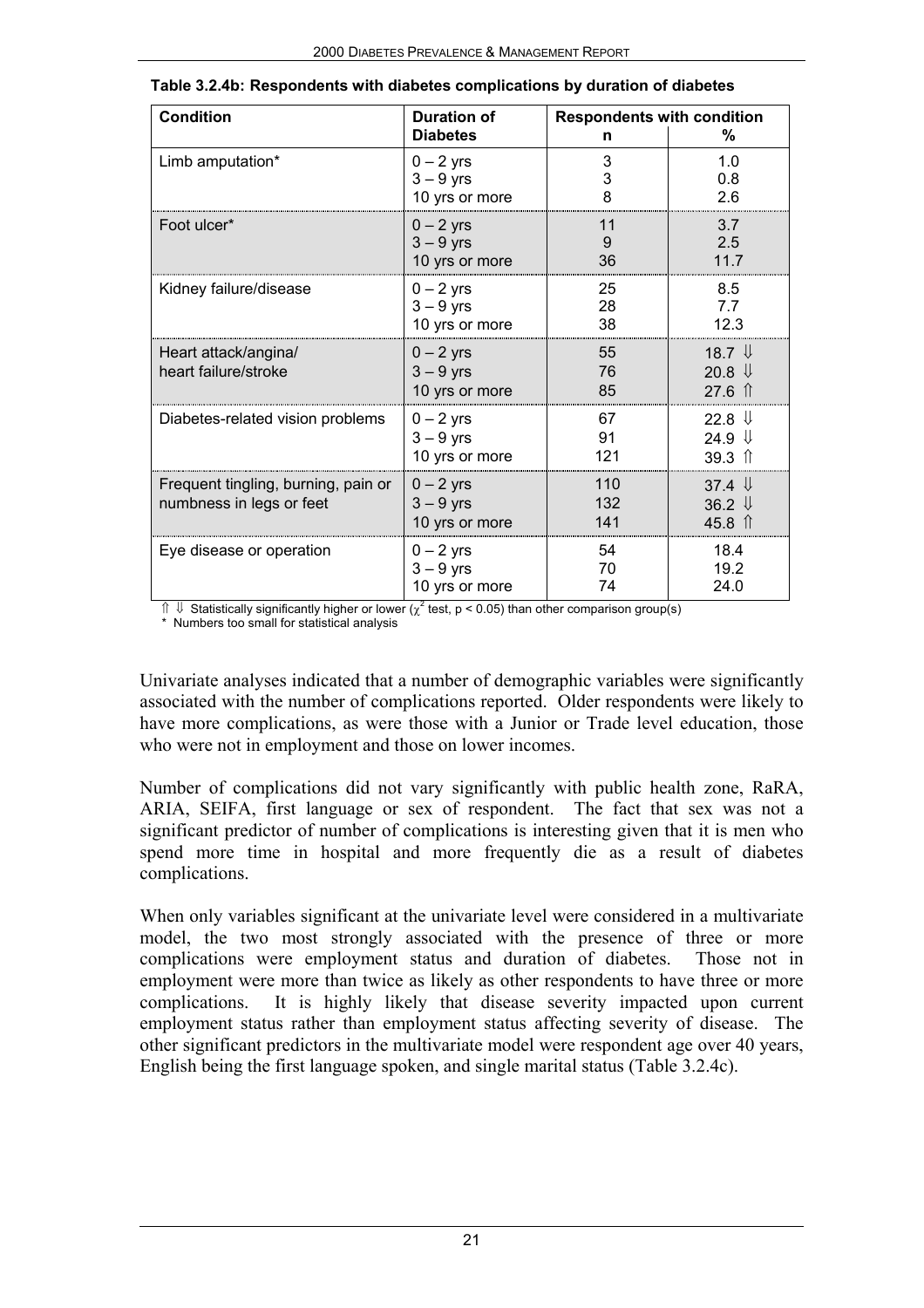**Table 3.2.4b: Respondents with diabetes complications by duration of diabetes**

| Condition | Duration of Diabetes | Respondents with condition | |
|---|---|---|---|
| | | n | % |
| Limb amputation* | 0 – 2 yrs | 3 | 1.0 |
| | 3 – 9 yrs | 3 | 0.8 |
| | 10 yrs or more | 8 | 2.6 |
| Foot ulcer* | 0 – 2 yrs | 11 | 3.7 |
| | 3 – 9 yrs | 9 | 2.5 |
| | 10 yrs or more | 36 | 11.7 |
| Kidney failure/disease | 0 – 2 yrs | 25 | 8.5 |
| | 3 – 9 yrs | 28 | 7.7 |
| | 10 yrs or more | 38 | 12.3 |
| Heart attack/angina/ heart failure/stroke | 0 – 2 yrs | 55 | 18.7 ⇓ |
| | 3 – 9 yrs | 76 | 20.8 ⇓ |
| | 10 yrs or more | 85 | 27.6 ⇑ |
| Diabetes-related vision problems | 0 – 2 yrs | 67 | 22.8 ⇓ |
| | 3 – 9 yrs | 91 | 24.9 ⇓ |
| | 10 yrs or more | 121 | 39.3 ⇑ |
| Frequent tingling, burning, pain or numbness in legs or feet | 0 – 2 yrs | 110 | 37.4 ⇓ |
| | 3 – 9 yrs | 132 | 36.2 ⇓ |
| | 10 yrs or more | 141 | 45.8 ⇑ |
| Eye disease or operation | 0 – 2 yrs | 54 | 18.4 |
| | 3 – 9 yrs | 70 | 19.2 |
| | 10 yrs or more | 74 | 24.0 |

⇑ ⇓ Statistically significantly higher or lower ($\chi^2$ test, $p < 0.05$) than other comparison group(s)
\* Numbers too small for statistical analysis

Univariate analyses indicated that a number of demographic variables were significantly associated with the number of complications reported. Older respondents were likely to have more complications, as were those with a Junior or Trade level education, those who were not in employment and those on lower incomes.

Number of complications did not vary significantly with public health zone, RaRA, ARIA, SEIFA, first language or sex of respondent. The fact that sex was not a significant predictor of number of complications is interesting given that it is men who spend more time in hospital and more frequently die as a result of diabetes complications.

When only variables significant at the univariate level were considered in a multivariate model, the two most strongly associated with the presence of three or more complications were employment status and duration of diabetes. Those not in employment were more than twice as likely as other respondents to have three or more complications. It is highly likely that disease severity impacted upon current employment status rather than employment status affecting severity of disease. The other significant predictors in the multivariate model were respondent age over 40 years, English being the first language spoken, and single marital status (Table 3.2.4c).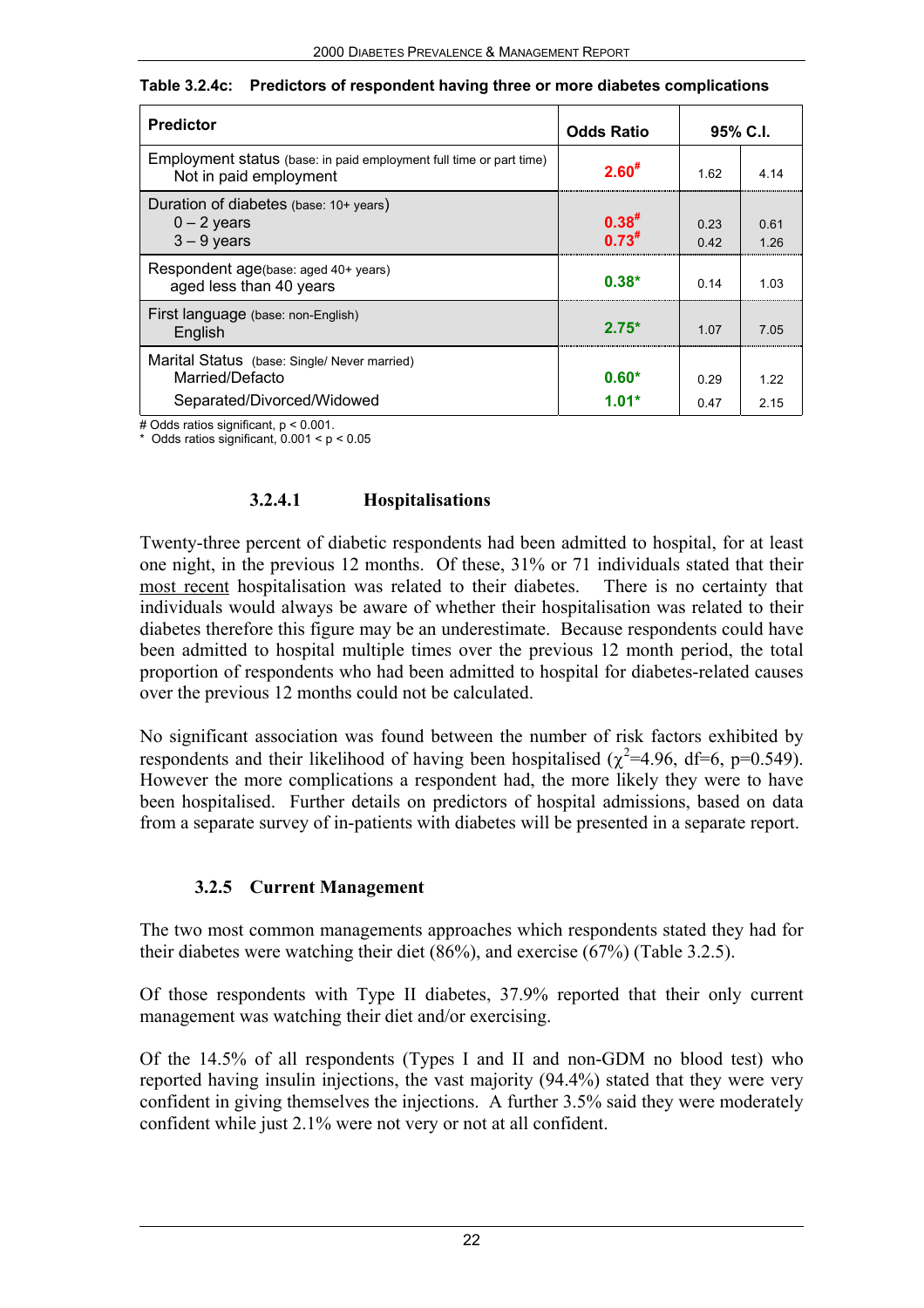**Table 3.2.4c: Predictors of respondent having three or more diabetes complications**

| Predictor | Odds Ratio | 95% C.I. | |
|---|---|---|---|
| Employment status (base: in paid employment full time or part time) | | | |
| Not in paid employment | 2.60# | 1.62 | 4.14 |
| Duration of diabetes (base: 10+ years) | | | |
| 0 – 2 years | 0.38# | 0.23 | 0.61 |
| 3 – 9 years | 0.73# | 0.42 | 1.26 |
| Respondent age(base: aged 40+ years) | | | |
| aged less than 40 years | 0.38* | 0.14 | 1.03 |
| First language (base: non-English) | | | |
| English | 2.75* | 1.07 | 7.05 |
| Marital Status (base: Single/ Never married) | | | |
| Married/Defacto | 0.60* | 0.29 | 1.22 |
| Separated/Divorced/Widowed | 1.01* | 0.47 | 2.15 |

# Odds ratios significant, $p < 0.001$.
* Odds ratios significant, $0.001 < p < 0.05$

#### 3.2.4.1 Hospitalisations

Twenty-three percent of diabetic respondents had been admitted to hospital, for at least one night, in the previous 12 months. Of these, 31% or 71 individuals stated that their most recent hospitalisation was related to their diabetes. There is no certainty that individuals would always be aware of whether their hospitalisation was related to their diabetes therefore this figure may be an underestimate. Because respondents could have been admitted to hospital multiple times over the previous 12 month period, the total proportion of respondents who had been admitted to hospital for diabetes-related causes over the previous 12 months could not be calculated.

No significant association was found between the number of risk factors exhibited by respondents and their likelihood of having been hospitalised ($\chi^2$=4.96, df=6, p=0.549). However the more complications a respondent had, the more likely they were to have been hospitalised. Further details on predictors of hospital admissions, based on data from a separate survey of in-patients with diabetes will be presented in a separate report.

### 3.2.5 Current Management

The two most common managements approaches which respondents stated they had for their diabetes were watching their diet (86%), and exercise (67%) (Table 3.2.5).

Of those respondents with Type II diabetes, 37.9% reported that their only current management was watching their diet and/or exercising.

Of the 14.5% of all respondents (Types I and II and non-GDM no blood test) who reported having insulin injections, the vast majority (94.4%) stated that they were very confident in giving themselves the injections. A further 3.5% said they were moderately confident while just 2.1% were not very or not at all confident.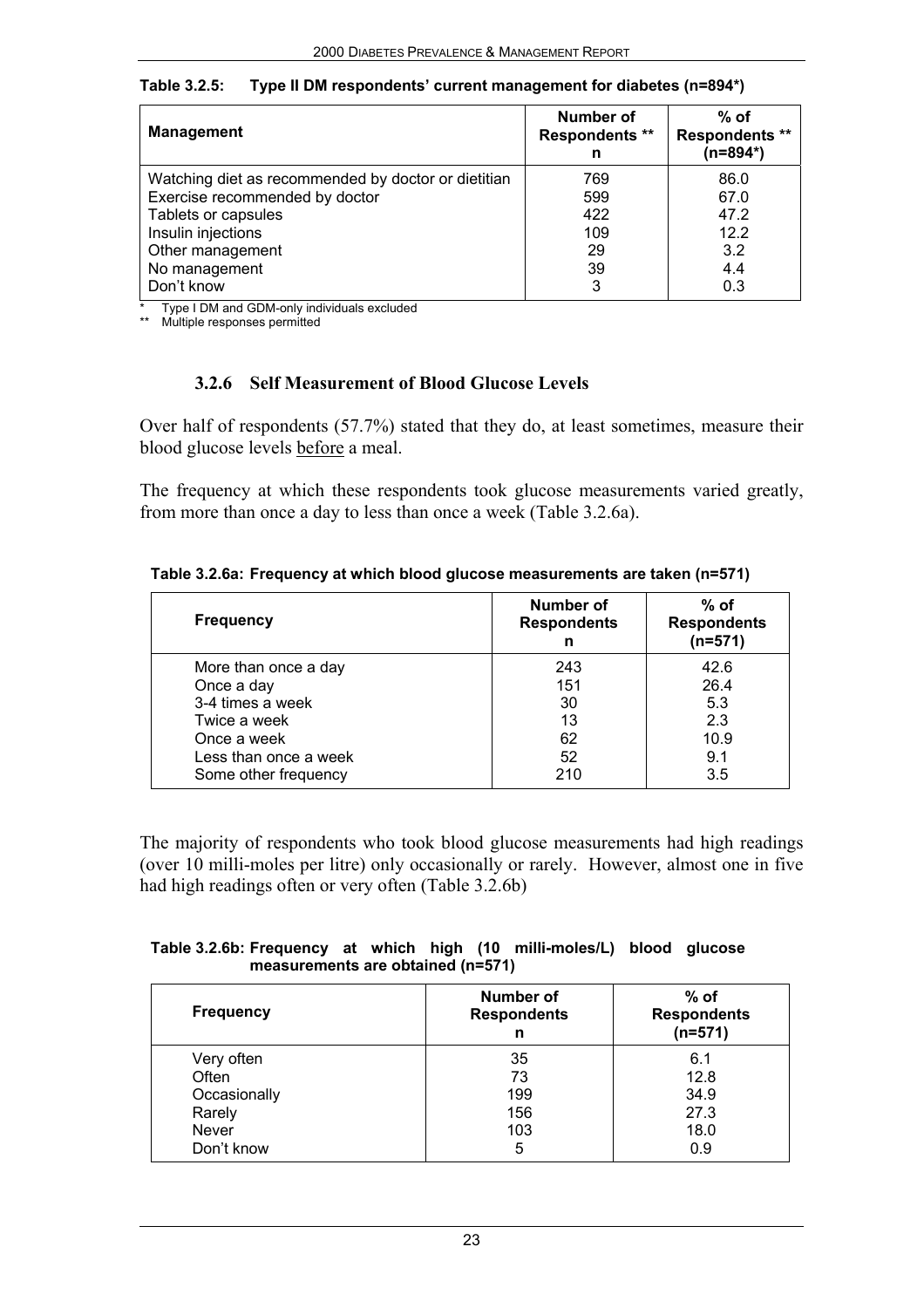**Table 3.2.5: Type II DM respondents' current management for diabetes (n=894*)**

| Management | Number of Respondents ** n | % of Respondents ** (n=894*) |
|---|---|---|
| Watching diet as recommended by doctor or dietitian | 769 | 86.0 |
| Exercise recommended by doctor | 599 | 67.0 |
| Tablets or capsules | 422 | 47.2 |
| Insulin injections | 109 | 12.2 |
| Other management | 29 | 3.2 |
| No management | 39 | 4.4 |
| Don't know | 3 | 0.3 |

\* Type I DM and GDM-only individuals excluded
\*\* Multiple responses permitted

### 3.2.6 Self Measurement of Blood Glucose Levels

Over half of respondents (57.7%) stated that they do, at least sometimes, measure their blood glucose levels before a meal.

The frequency at which these respondents took glucose measurements varied greatly, from more than once a day to less than once a week (Table 3.2.6a).

**Table 3.2.6a: Frequency at which blood glucose measurements are taken (n=571)**

| Frequency | Number of Respondents n | % of Respondents (n=571) |
|---|---|---|
| More than once a day | 243 | 42.6 |
| Once a day | 151 | 26.4 |
| 3-4 times a week | 30 | 5.3 |
| Twice a week | 13 | 2.3 |
| Once a week | 62 | 10.9 |
| Less than once a week | 52 | 9.1 |
| Some other frequency | 210 | 3.5 |

The majority of respondents who took blood glucose measurements had high readings (over 10 milli-moles per litre) only occasionally or rarely. However, almost one in five had high readings often or very often (Table 3.2.6b)

**Table 3.2.6b: Frequency at which high (10 milli-moles/L) blood glucose measurements are obtained (n=571)**

| Frequency | Number of Respondents n | % of Respondents (n=571) |
|---|---|---|
| Very often | 35 | 6.1 |
| Often | 73 | 12.8 |
| Occasionally | 199 | 34.9 |
| Rarely | 156 | 27.3 |
| Never | 103 | 18.0 |
| Don't know | 5 | 0.9 |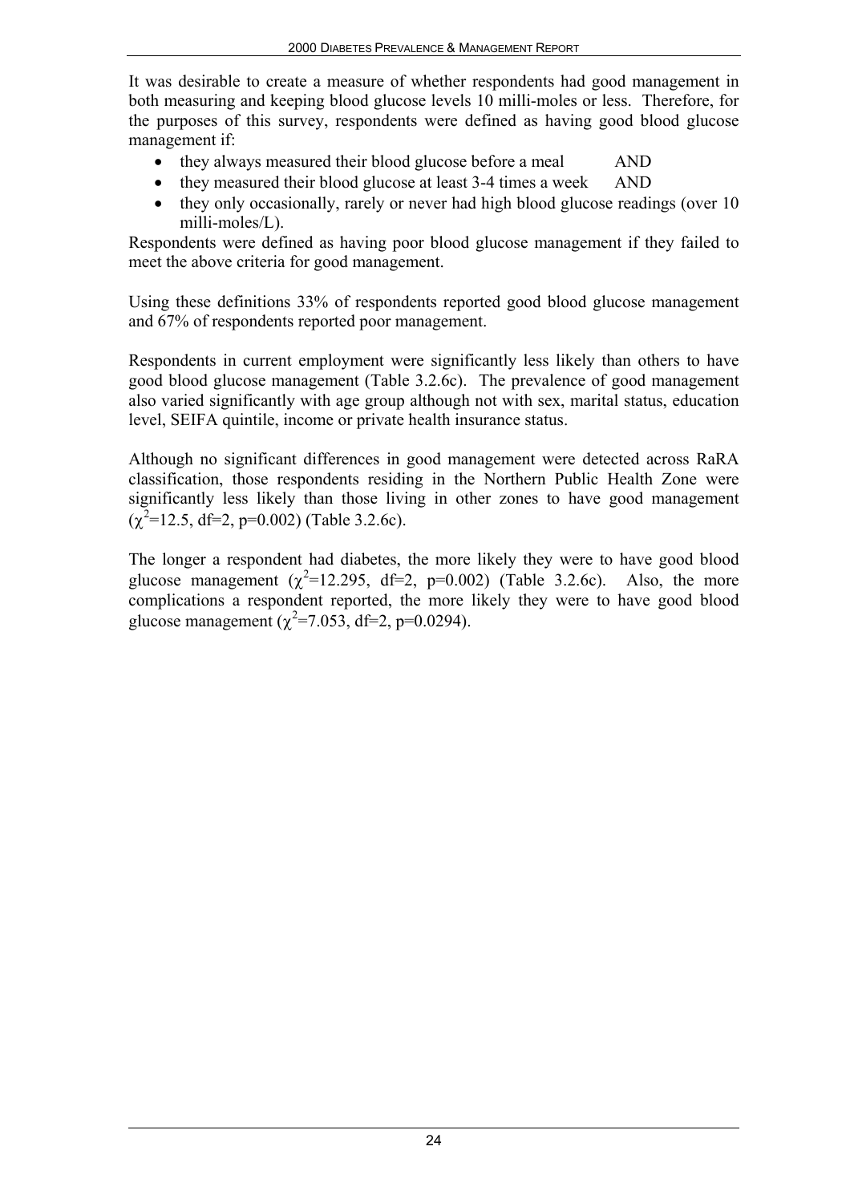It was desirable to create a measure of whether respondents had good management in both measuring and keeping blood glucose levels 10 milli-moles or less. Therefore, for the purposes of this survey, respondents were defined as having good blood glucose management if:

- they always measured their blood glucose before a meal AND
- they measured their blood glucose at least 3-4 times a week AND
- they only occasionally, rarely or never had high blood glucose readings (over 10 milli-moles/L).

Respondents were defined as having poor blood glucose management if they failed to meet the above criteria for good management.

Using these definitions 33% of respondents reported good blood glucose management and 67% of respondents reported poor management.

Respondents in current employment were significantly less likely than others to have good blood glucose management (Table 3.2.6c). The prevalence of good management also varied significantly with age group although not with sex, marital status, education level, SEIFA quintile, income or private health insurance status.

Although no significant differences in good management were detected across RaRA classification, those respondents residing in the Northern Public Health Zone were significantly less likely than those living in other zones to have good management ($\chi^2$=12.5, df=2, p=0.002) (Table 3.2.6c).

The longer a respondent had diabetes, the more likely they were to have good blood glucose management ($\chi^2$=12.295, df=2, p=0.002) (Table 3.2.6c). Also, the more complications a respondent reported, the more likely they were to have good blood glucose management ($\chi^2$=7.053, df=2, p=0.0294).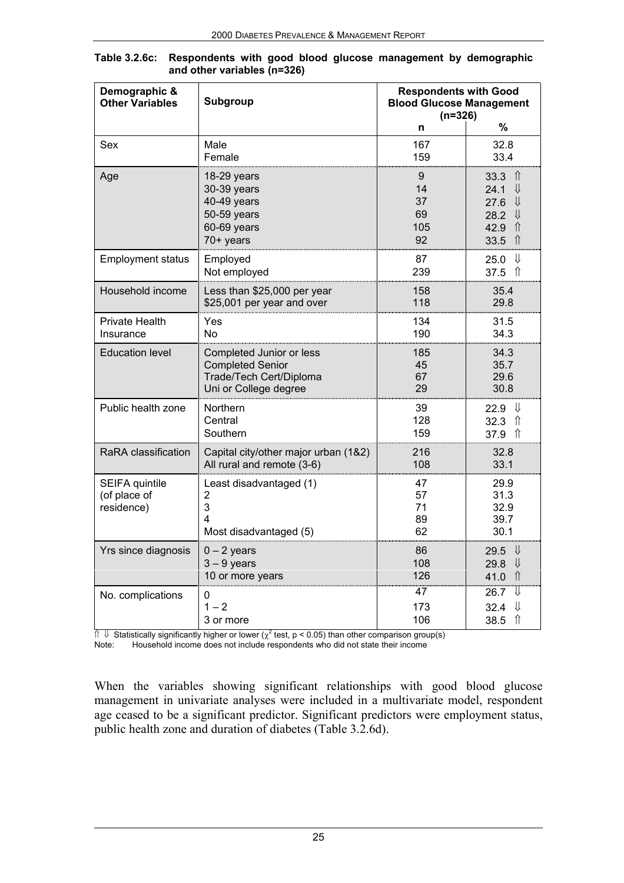**Table 3.2.6c: Respondents with good blood glucose management by demographic and other variables (n=326)**

| Demographic & Other Variables | Subgroup | Respondents with Good Blood Glucose Management (n=326) | |
|---|---|---|---|
| | | n | % |
| Sex | Male | 167 | 32.8 |
| | Female | 159 | 33.4 |
| Age | 18-29 years | 9 | 33.3 ⇑ |
| | 30-39 years | 14 | 24.1 ⇓ |
| | 40-49 years | 37 | 27.6 ⇓ |
| | 50-59 years | 69 | 28.2 ⇓ |
| | 60-69 years | 105 | 42.9 ⇑ |
| | 70+ years | 92 | 33.5 ⇑ |
| Employment status | Employed | 87 | 25.0 ⇓ |
| | Not employed | 239 | 37.5 ⇑ |
| Household income | Less than $25,000 per year | 158 | 35.4 |
| | $25,001 per year and over | 118 | 29.8 |
| Private Health Insurance | Yes | 134 | 31.5 |
| | No | 190 | 34.3 |
| Education level | Completed Junior or less | 185 | 34.3 |
| | Completed Senior | 45 | 35.7 |
| | Trade/Tech Cert/Diploma | 67 | 29.6 |
| | Uni or College degree | 29 | 30.8 |
| Public health zone | Northern | 39 | 22.9 ⇓ |
| | Central | 128 | 32.3 ⇑ |
| | Southern | 159 | 37.9 ⇑ |
| RaRA classification | Capital city/other major urban (1&2) | 216 | 32.8 |
| | All rural and remote (3-6) | 108 | 33.1 |
| SEIFA quintile (of place of residence) | Least disadvantaged (1) | 47 | 29.9 |
| | 2 | 57 | 31.3 |
| | 3 | 71 | 32.9 |
| | 4 | 89 | 39.7 |
| | Most disadvantaged (5) | 62 | 30.1 |
| Yrs since diagnosis | 0 – 2 years | 86 | 29.5 ⇓ |
| | 3 – 9 years | 108 | 29.8 ⇓ |
| | 10 or more years | 126 | 41.0 ⇑ |
| No. complications | 0 | 47 | 26.7 ⇓ |
| | 1 – 2 | 173 | 32.4 ⇓ |
| | 3 or more | 106 | 38.5 ⇑ |

⇑ ⇓ Statistically significantly higher or lower ($\chi^2$ test, $p < 0.05$) than other comparison group(s)
Note: Household income does not include respondents who did not state their income

When the variables showing significant relationships with good blood glucose management in univariate analyses were included in a multivariate model, respondent age ceased to be a significant predictor. Significant predictors were employment status, public health zone and duration of diabetes (Table 3.2.6d).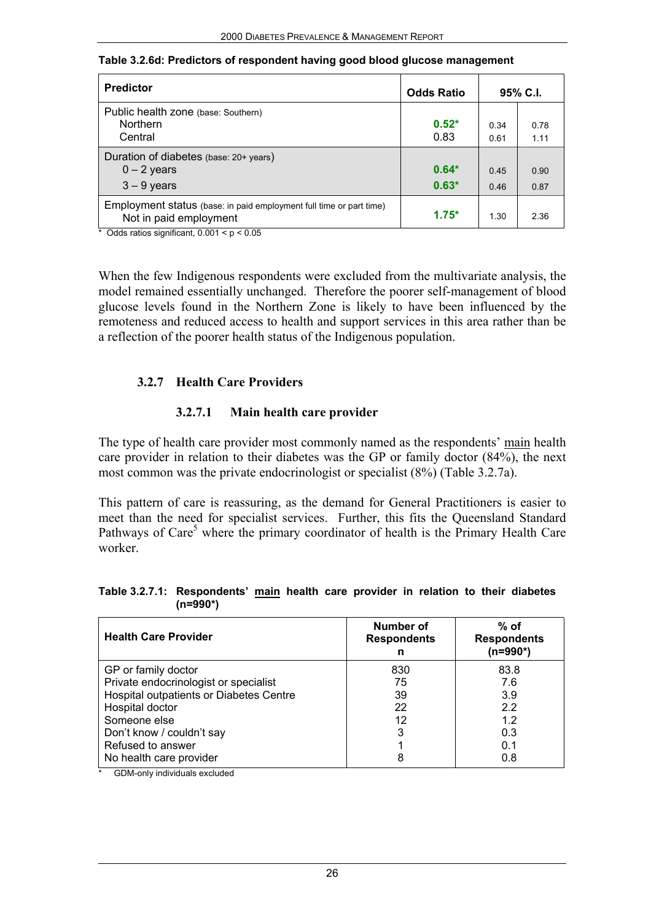**Table 3.2.6d: Predictors of respondent having good blood glucose management**

| Predictor | Odds Ratio | 95% C.I. | |
|---|---|---|---|
| Public health zone (base: Southern) | | | |
| Northern | **0.52*** | 0.34 | 0.78 |
| Central | 0.83 | 0.61 | 1.11 |
| Duration of diabetes (base: 20+ years) | | | |
| 0 – 2 years | **0.64*** | 0.45 | 0.90 |
| 3 – 9 years | **0.63*** | 0.46 | 0.87 |
| Employment status (base: in paid employment full time or part time) | | | |
| Not in paid employment | **1.75*** | 1.30 | 2.36 |

\* Odds ratios significant, $0.001 < p < 0.05$

When the few Indigenous respondents were excluded from the multivariate analysis, the model remained essentially unchanged. Therefore the poorer self-management of blood glucose levels found in the Northern Zone is likely to have been influenced by the remoteness and reduced access to health and support services in this area rather than be a reflection of the poorer health status of the Indigenous population.

### 3.2.7 Health Care Providers

#### 3.2.7.1 Main health care provider

The type of health care provider most commonly named as the respondents' main health care provider in relation to their diabetes was the GP or family doctor (84%), the next most common was the private endocrinologist or specialist (8%) (Table 3.2.7a).

This pattern of care is reassuring, as the demand for General Practitioners is easier to meet than the need for specialist services. Further, this fits the Queensland Standard Pathways of Care[5] where the primary coordinator of health is the Primary Health Care worker.

**Table 3.2.7.1: Respondents' main health care provider in relation to their diabetes (n=990*)**

| Health Care Provider | Number of Respondents n | % of Respondents (n=990*) |
|---|---|---|
| GP or family doctor | 830 | 83.8 |
| Private endocrinologist or specialist | 75 | 7.6 |
| Hospital outpatients or Diabetes Centre | 39 | 3.9 |
| Hospital doctor | 22 | 2.2 |
| Someone else | 12 | 1.2 |
| Don't know / couldn't say | 3 | 0.3 |
| Refused to answer | 1 | 0.1 |
| No health care provider | 8 | 0.8 |

\* GDM-only individuals excluded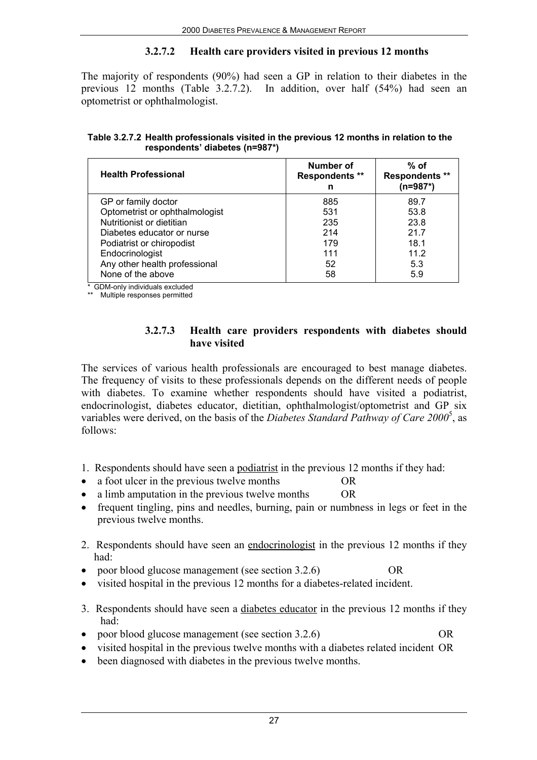#### 3.2.7.2 Health care providers visited in previous 12 months

The majority of respondents (90%) had seen a GP in relation to their diabetes in the previous 12 months (Table 3.2.7.2). In addition, over half (54%) had seen an optometrist or ophthalmologist.

**Table 3.2.7.2 Health professionals visited in the previous 12 months in relation to the respondents' diabetes (n=987*)**

| Health Professional | Number of Respondents ** n | % of Respondents ** (n=987*) |
|---|---|---|
| GP or family doctor | 885 | 89.7 |
| Optometrist or ophthalmologist | 531 | 53.8 |
| Nutritionist or dietitian | 235 | 23.8 |
| Diabetes educator or nurse | 214 | 21.7 |
| Podiatrist or chiropodist | 179 | 18.1 |
| Endocrinologist | 111 | 11.2 |
| Any other health professional | 52 | 5.3 |
| None of the above | 58 | 5.9 |

\* GDM-only individuals excluded
** Multiple responses permitted

#### 3.2.7.3 Health care providers respondents with diabetes should have visited

The services of various health professionals are encouraged to best manage diabetes. The frequency of visits to these professionals depends on the different needs of people with diabetes. To examine whether respondents should have visited a podiatrist, endocrinologist, diabetes educator, dietitian, ophthalmologist/optometrist and GP six variables were derived, on the basis of the *Diabetes Standard Pathway of Care 2000*[5], as follows:

1. Respondents should have seen a <u>podiatrist</u> in the previous 12 months if they had:
   - a foot ulcer in the previous twelve months OR
   - a limb amputation in the previous twelve months OR
   - frequent tingling, pins and needles, burning, pain or numbness in legs or feet in the previous twelve months.

2. Respondents should have seen an <u>endocrinologist</u> in the previous 12 months if they had:
   - poor blood glucose management (see section 3.2.6) OR
   - visited hospital in the previous 12 months for a diabetes-related incident.

3. Respondents should have seen a <u>diabetes educator</u> in the previous 12 months if they had:
   - poor blood glucose management (see section 3.2.6) OR
   - visited hospital in the previous twelve months with a diabetes related incident OR
   - been diagnosed with diabetes in the previous twelve months.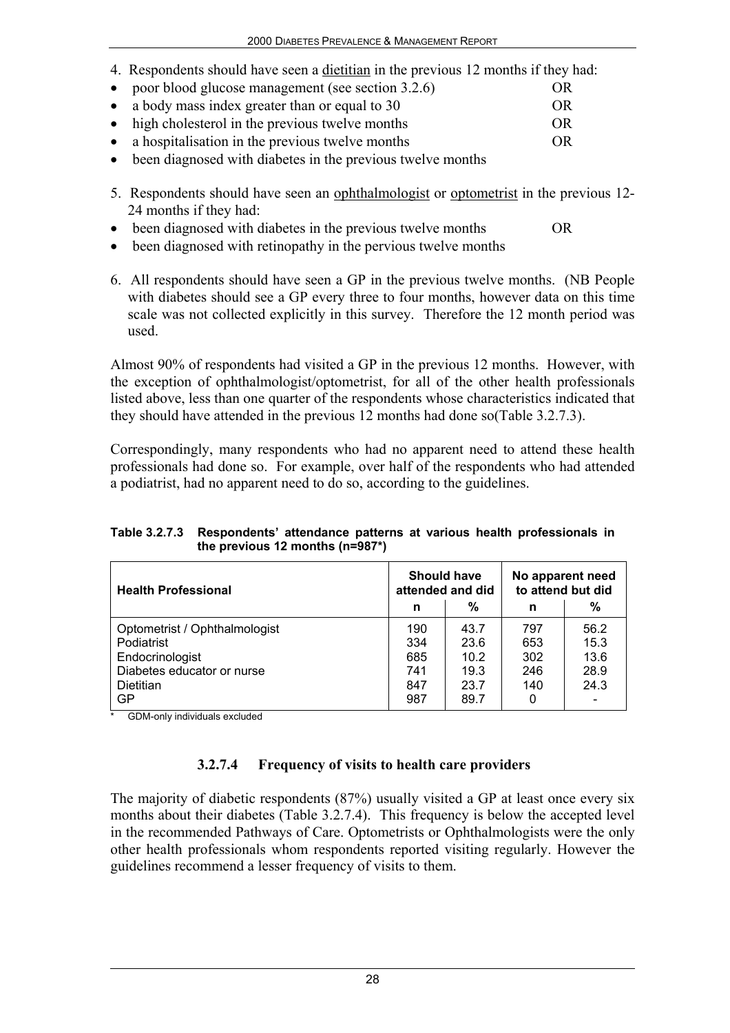4. Respondents should have seen a dietitian in the previous 12 months if they had:

- poor blood glucose management (see section 3.2.6) OR
- a body mass index greater than or equal to 30 OR
- high cholesterol in the previous twelve months OR
- a hospitalisation in the previous twelve months OR
- been diagnosed with diabetes in the previous twelve months

5. Respondents should have seen an ophthalmologist or optometrist in the previous 12-24 months if they had:

- been diagnosed with diabetes in the previous twelve months OR
- been diagnosed with retinopathy in the pervious twelve months

6. All respondents should have seen a GP in the previous twelve months. (NB People with diabetes should see a GP every three to four months, however data on this time scale was not collected explicitly in this survey. Therefore the 12 month period was used.

Almost 90% of respondents had visited a GP in the previous 12 months. However, with the exception of ophthalmologist/optometrist, for all of the other health professionals listed above, less than one quarter of the respondents whose characteristics indicated that they should have attended in the previous 12 months had done so(Table 3.2.7.3).

Correspondingly, many respondents who had no apparent need to attend these health professionals had done so. For example, over half of the respondents who had attended a podiatrist, had no apparent need to do so, according to the guidelines.

**Table 3.2.7.3 Respondents' attendance patterns at various health professionals in the previous 12 months (n=987*)**

| Health Professional | Should have attended and did | | No apparent need to attend but did | |
|---|---|---|---|---|
| | n | % | n | % |
| Optometrist / Ophthalmologist | 190 | 43.7 | 797 | 56.2 |
| Podiatrist | 334 | 23.6 | 653 | 15.3 |
| Endocrinologist | 685 | 10.2 | 302 | 13.6 |
| Diabetes educator or nurse | 741 | 19.3 | 246 | 28.9 |
| Dietitian | 847 | 23.7 | 140 | 24.3 |
| GP | 987 | 89.7 | 0 | - |

\* GDM-only individuals excluded

### 3.2.7.4 Frequency of visits to health care providers

The majority of diabetic respondents (87%) usually visited a GP at least once every six months about their diabetes (Table 3.2.7.4). This frequency is below the accepted level in the recommended Pathways of Care. Optometrists or Ophthalmologists were the only other health professionals whom respondents reported visiting regularly. However the guidelines recommend a lesser frequency of visits to them.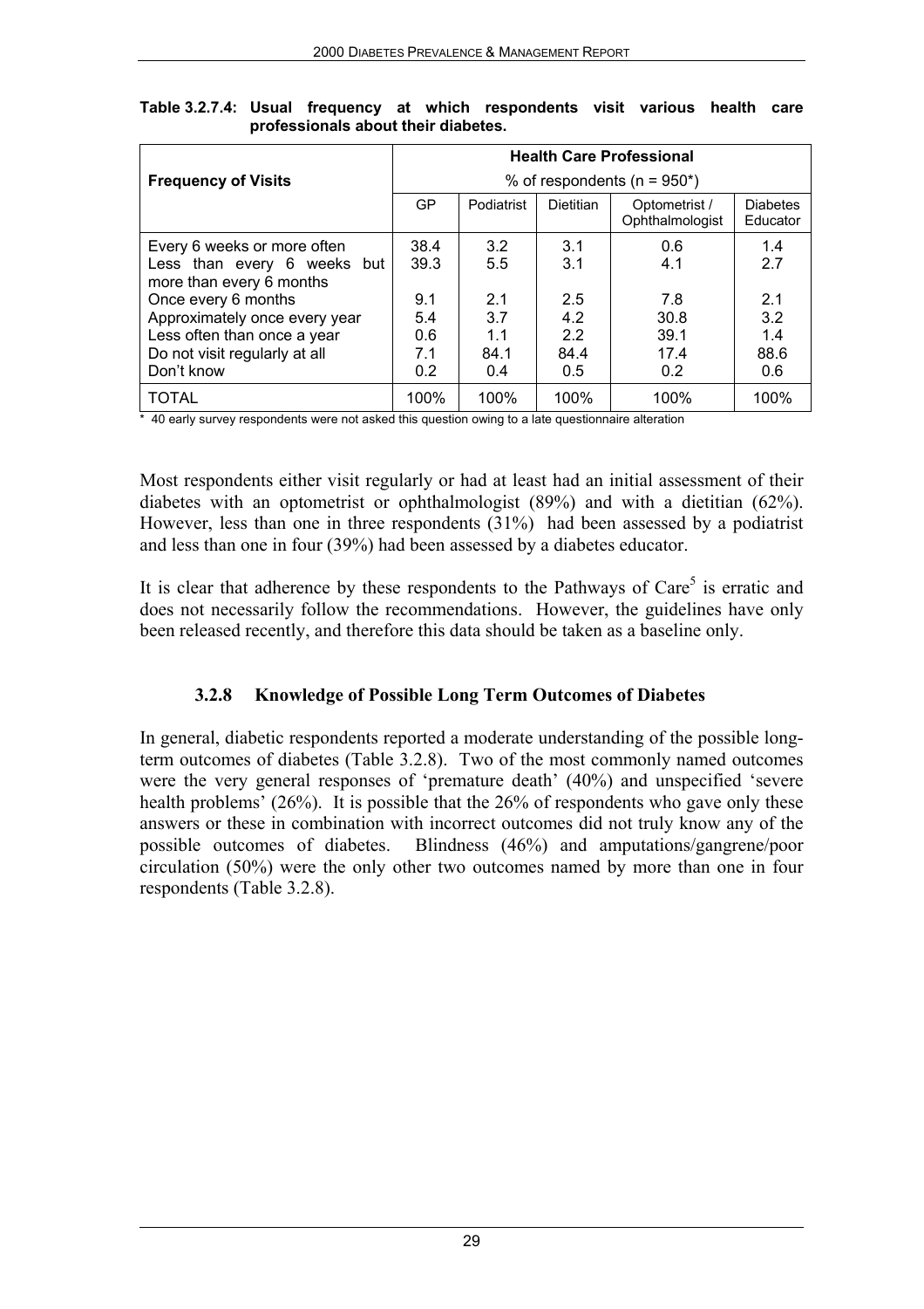**Table 3.2.7.4: Usual frequency at which respondents visit various health care professionals about their diabetes.**

| Frequency of Visits | Health Care Professional % of respondents (n = 950*) | | | | |
|---|---|---|---|---|---|
| | GP | Podiatrist | Dietitian | Optometrist / Ophthalmologist | Diabetes Educator |
| Every 6 weeks or more often | 38.4 | 3.2 | 3.1 | 0.6 | 1.4 |
| Less than every 6 weeks but more than every 6 months | 39.3 | 5.5 | 3.1 | 4.1 | 2.7 |
| Once every 6 months | 9.1 | 2.1 | 2.5 | 7.8 | 2.1 |
| Approximately once every year | 5.4 | 3.7 | 4.2 | 30.8 | 3.2 |
| Less often than once a year | 0.6 | 1.1 | 2.2 | 39.1 | 1.4 |
| Do not visit regularly at all | 7.1 | 84.1 | 84.4 | 17.4 | 88.6 |
| Don't know | 0.2 | 0.4 | 0.5 | 0.2 | 0.6 |
| TOTAL | 100% | 100% | 100% | 100% | 100% |

* 40 early survey respondents were not asked this question owing to a late questionnaire alteration

Most respondents either visit regularly or had at least had an initial assessment of their diabetes with an optometrist or ophthalmologist (89%) and with a dietitian (62%). However, less than one in three respondents (31%) had been assessed by a podiatrist and less than one in four (39%) had been assessed by a diabetes educator.

It is clear that adherence by these respondents to the Pathways of Care[5] is erratic and does not necessarily follow the recommendations. However, the guidelines have only been released recently, and therefore this data should be taken as a baseline only.

### 3.2.8 Knowledge of Possible Long Term Outcomes of Diabetes

In general, diabetic respondents reported a moderate understanding of the possible long-term outcomes of diabetes (Table 3.2.8). Two of the most commonly named outcomes were the very general responses of 'premature death' (40%) and unspecified 'severe health problems' (26%). It is possible that the 26% of respondents who gave only these answers or these in combination with incorrect outcomes did not truly know any of the possible outcomes of diabetes. Blindness (46%) and amputations/gangrene/poor circulation (50%) were the only other two outcomes named by more than one in four respondents (Table 3.2.8).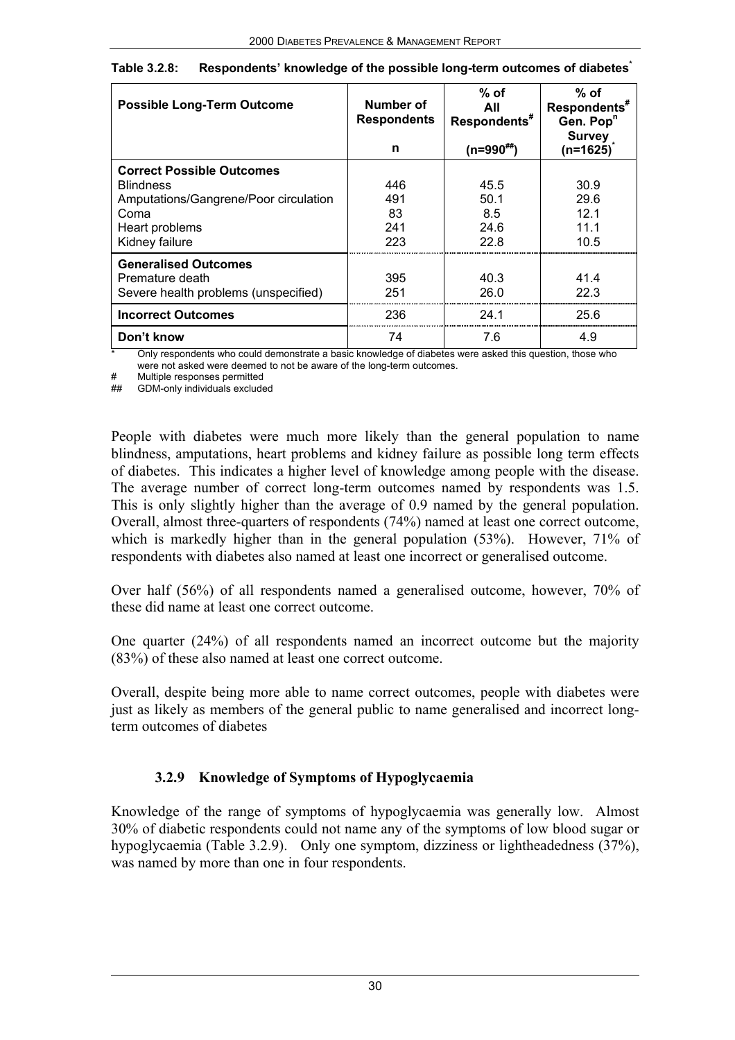**Table 3.2.8: Respondents' knowledge of the possible long-term outcomes of diabetes***

| Possible Long-Term Outcome | Number of Respondents n | % of All Respondents# (n=990##) | % of Respondents# Gen. Pop[n] Survey (n=1625)* |
|---|---|---|---|
| **Correct Possible Outcomes** | | | |
| Blindness | 446 | 45.5 | 30.9 |
| Amputations/Gangrene/Poor circulation | 491 | 50.1 | 29.6 |
| Coma | 83 | 8.5 | 12.1 |
| Heart problems | 241 | 24.6 | 11.1 |
| Kidney failure | 223 | 22.8 | 10.5 |
| **Generalised Outcomes** | | | |
| Premature death | 395 | 40.3 | 41.4 |
| Severe health problems (unspecified) | 251 | 26.0 | 22.3 |
| **Incorrect Outcomes** | 236 | 24.1 | 25.6 |
| **Don't know** | 74 | 7.6 | 4.9 |

\* Only respondents who could demonstrate a basic knowledge of diabetes were asked this question, those who were not asked were deemed to not be aware of the long-term outcomes.

\# Multiple responses permitted

\## GDM-only individuals excluded

People with diabetes were much more likely than the general population to name blindness, amputations, heart problems and kidney failure as possible long term effects of diabetes. This indicates a higher level of knowledge among people with the disease. The average number of correct long-term outcomes named by respondents was 1.5. This is only slightly higher than the average of 0.9 named by the general population. Overall, almost three-quarters of respondents (74%) named at least one correct outcome, which is markedly higher than in the general population (53%). However, 71% of respondents with diabetes also named at least one incorrect or generalised outcome.

Over half (56%) of all respondents named a generalised outcome, however, 70% of these did name at least one correct outcome.

One quarter (24%) of all respondents named an incorrect outcome but the majority (83%) of these also named at least one correct outcome.

Overall, despite being more able to name correct outcomes, people with diabetes were just as likely as members of the general public to name generalised and incorrect long-term outcomes of diabetes

### 3.2.9 Knowledge of Symptoms of Hypoglycaemia

Knowledge of the range of symptoms of hypoglycaemia was generally low. Almost 30% of diabetic respondents could not name any of the symptoms of low blood sugar or hypoglycaemia (Table 3.2.9). Only one symptom, dizziness or lightheadedness (37%), was named by more than one in four respondents.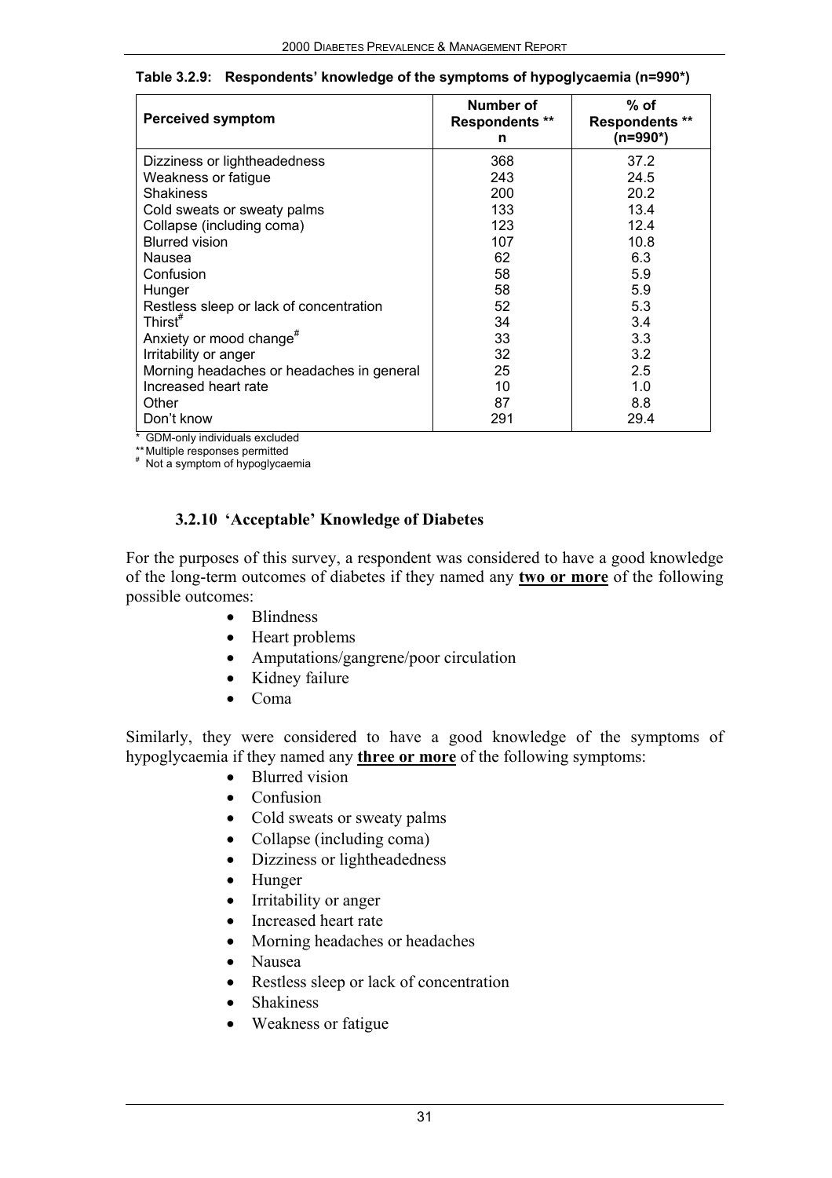**Table 3.2.9: Respondents' knowledge of the symptoms of hypoglycaemia (n=990*)**

| Perceived symptom | Number of Respondents ** n | % of Respondents ** (n=990*) |
|---|---|---|
| Dizziness or lightheadedness | 368 | 37.2 |
| Weakness or fatigue | 243 | 24.5 |
| Shakiness | 200 | 20.2 |
| Cold sweats or sweaty palms | 133 | 13.4 |
| Collapse (including coma) | 123 | 12.4 |
| Blurred vision | 107 | 10.8 |
| Nausea | 62 | 6.3 |
| Confusion | 58 | 5.9 |
| Hunger | 58 | 5.9 |
| Restless sleep or lack of concentration | 52 | 5.3 |
| Thirst# | 34 | 3.4 |
| Anxiety or mood change# | 33 | 3.3 |
| Irritability or anger | 32 | 3.2 |
| Morning headaches or headaches in general | 25 | 2.5 |
| Increased heart rate | 10 | 1.0 |
| Other | 87 | 8.8 |
| Don't know | 291 | 29.4 |

\* GDM-only individuals excluded
\*\* Multiple responses permitted
\# Not a symptom of hypoglycaemia

### 3.2.10 'Acceptable' Knowledge of Diabetes

For the purposes of this survey, a respondent was considered to have a good knowledge of the long-term outcomes of diabetes if they named any **two or more** of the following possible outcomes:

- Blindness
- Heart problems
- Amputations/gangrene/poor circulation
- Kidney failure
- Coma

Similarly, they were considered to have a good knowledge of the symptoms of hypoglycaemia if they named any **three or more** of the following symptoms:

- Blurred vision
- Confusion
- Cold sweats or sweaty palms
- Collapse (including coma)
- Dizziness or lightheadedness
- Hunger
- Irritability or anger
- Increased heart rate
- Morning headaches or headaches
- Nausea
- Restless sleep or lack of concentration
- Shakiness
- Weakness or fatigue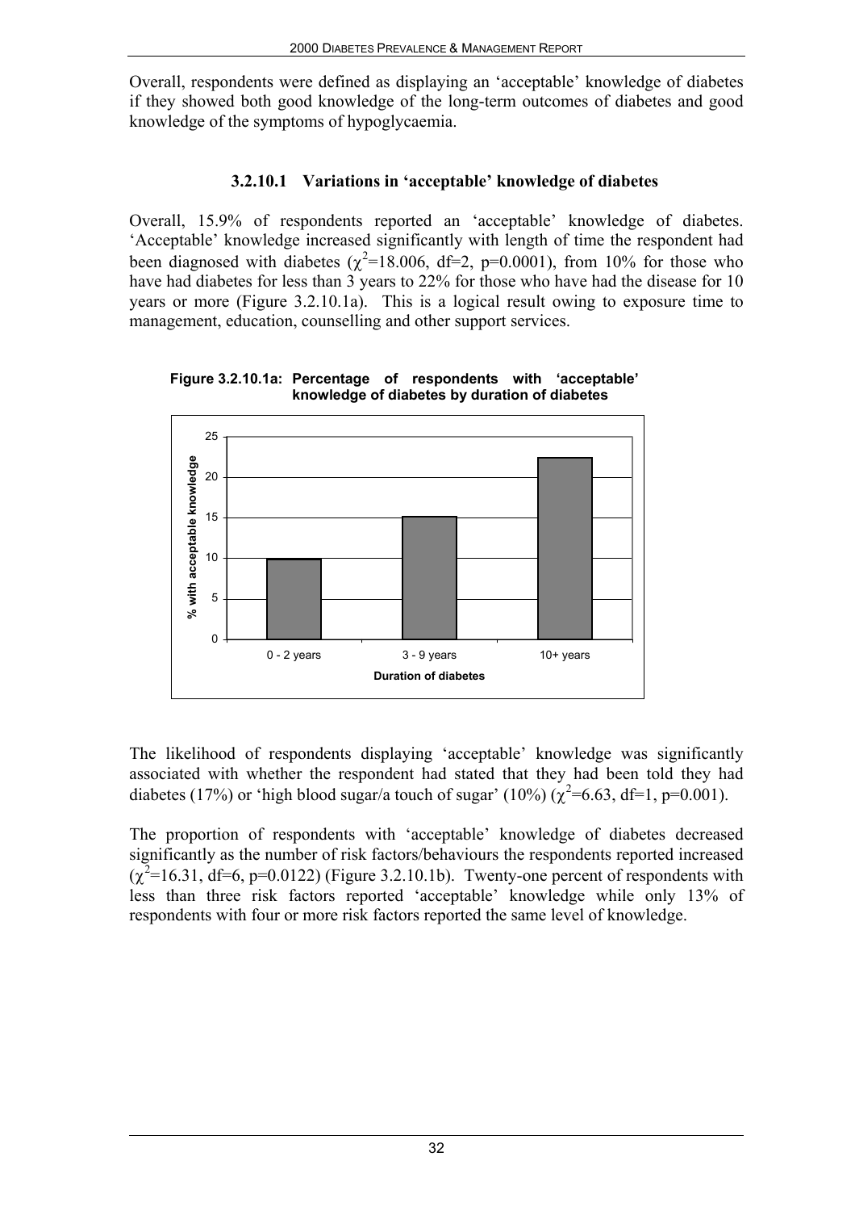Overall, respondents were defined as displaying an 'acceptable' knowledge of diabetes if they showed both good knowledge of the long-term outcomes of diabetes and good knowledge of the symptoms of hypoglycaemia.

#### 3.2.10.1 Variations in 'acceptable' knowledge of diabetes

Overall, 15.9% of respondents reported an 'acceptable' knowledge of diabetes. 'Acceptable' knowledge increased significantly with length of time the respondent had been diagnosed with diabetes ($\chi^2$=18.006, df=2, p=0.0001), from 10% for those who have had diabetes for less than 3 years to 22% for those who have had the disease for 10 years or more (Figure 3.2.10.1a). This is a logical result owing to exposure time to management, education, counselling and other support services.

**Figure 3.2.10.1a: Percentage of respondents with 'acceptable' knowledge of diabetes by duration of diabetes**

| Duration of diabetes | % with acceptable knowledge |
|---|---|
| 0 - 2 years | ~10 |
| 3 - 9 years | ~15 |
| 10+ years | ~22 |

The likelihood of respondents displaying 'acceptable' knowledge was significantly associated with whether the respondent had stated that they had been told they had diabetes (17%) or 'high blood sugar/a touch of sugar' (10%) ($\chi^2$=6.63, df=1, p=0.001).

The proportion of respondents with 'acceptable' knowledge of diabetes decreased significantly as the number of risk factors/behaviours the respondents reported increased ($\chi^2$=16.31, df=6, p=0.0122) (Figure 3.2.10.1b). Twenty-one percent of respondents with less than three risk factors reported 'acceptable' knowledge while only 13% of respondents with four or more risk factors reported the same level of knowledge.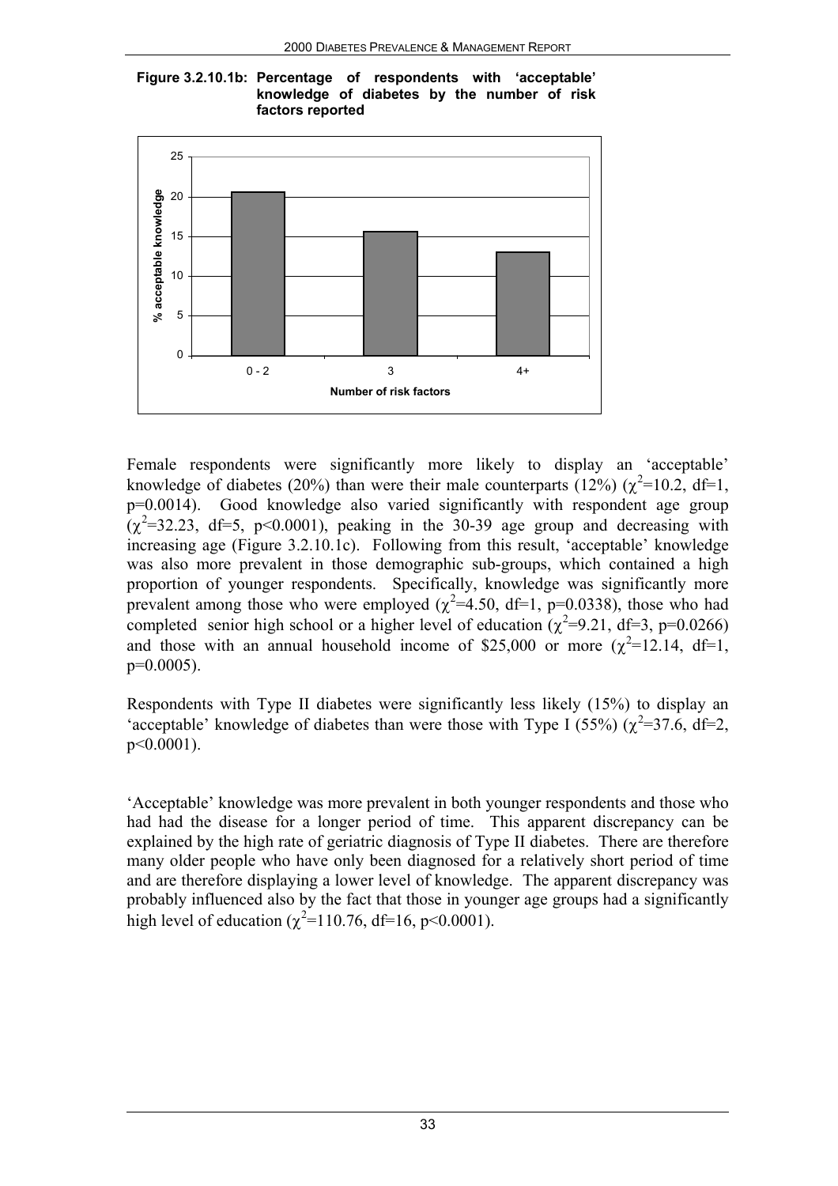**Figure 3.2.10.1b: Percentage of respondents with 'acceptable' knowledge of diabetes by the number of risk factors reported**

Female respondents were significantly more likely to display an 'acceptable' knowledge of diabetes (20%) than were their male counterparts (12%) ($\chi^2$=10.2, df=1, p=0.0014). Good knowledge also varied significantly with respondent age group ($\chi^2$=32.23, df=5, p<0.0001), peaking in the 30-39 age group and decreasing with increasing age (Figure 3.2.10.1c). Following from this result, 'acceptable' knowledge was also more prevalent in those demographic sub-groups, which contained a high proportion of younger respondents. Specifically, knowledge was significantly more prevalent among those who were employed ($\chi^2$=4.50, df=1, p=0.0338), those who had completed senior high school or a higher level of education ($\chi^2$=9.21, df=3, p=0.0266) and those with an annual household income of $25,000 or more ($\chi^2$=12.14, df=1, p=0.0005).

Respondents with Type II diabetes were significantly less likely (15%) to display an 'acceptable' knowledge of diabetes than were those with Type I (55%) ($\chi^2$=37.6, df=2, p<0.0001).

'Acceptable' knowledge was more prevalent in both younger respondents and those who had had the disease for a longer period of time. This apparent discrepancy can be explained by the high rate of geriatric diagnosis of Type II diabetes. There are therefore many older people who have only been diagnosed for a relatively short period of time and are therefore displaying a lower level of knowledge. The apparent discrepancy was probably influenced also by the fact that those in younger age groups had a significantly high level of education ($\chi^2$=110.76, df=16, p<0.0001).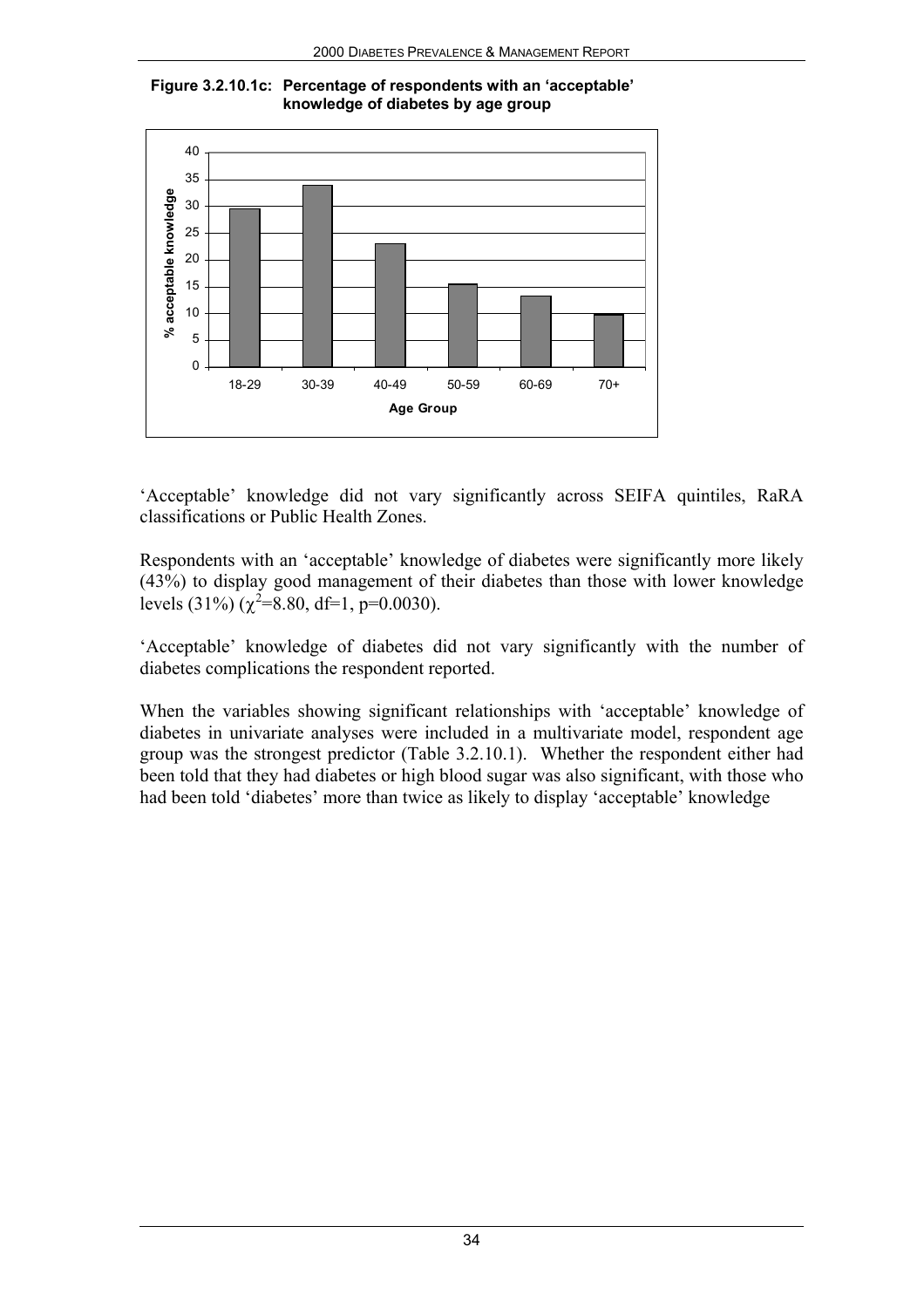**Figure 3.2.10.1c: Percentage of respondents with an 'acceptable' knowledge of diabetes by age group**

'Acceptable' knowledge did not vary significantly across SEIFA quintiles, RaRA classifications or Public Health Zones.

Respondents with an 'acceptable' knowledge of diabetes were significantly more likely (43%) to display good management of their diabetes than those with lower knowledge levels (31%) ($\chi^2$=8.80, df=1, p=0.0030).

'Acceptable' knowledge of diabetes did not vary significantly with the number of diabetes complications the respondent reported.

When the variables showing significant relationships with 'acceptable' knowledge of diabetes in univariate analyses were included in a multivariate model, respondent age group was the strongest predictor (Table 3.2.10.1). Whether the respondent either had been told that they had diabetes or high blood sugar was also significant, with those who had been told 'diabetes' more than twice as likely to display 'acceptable' knowledge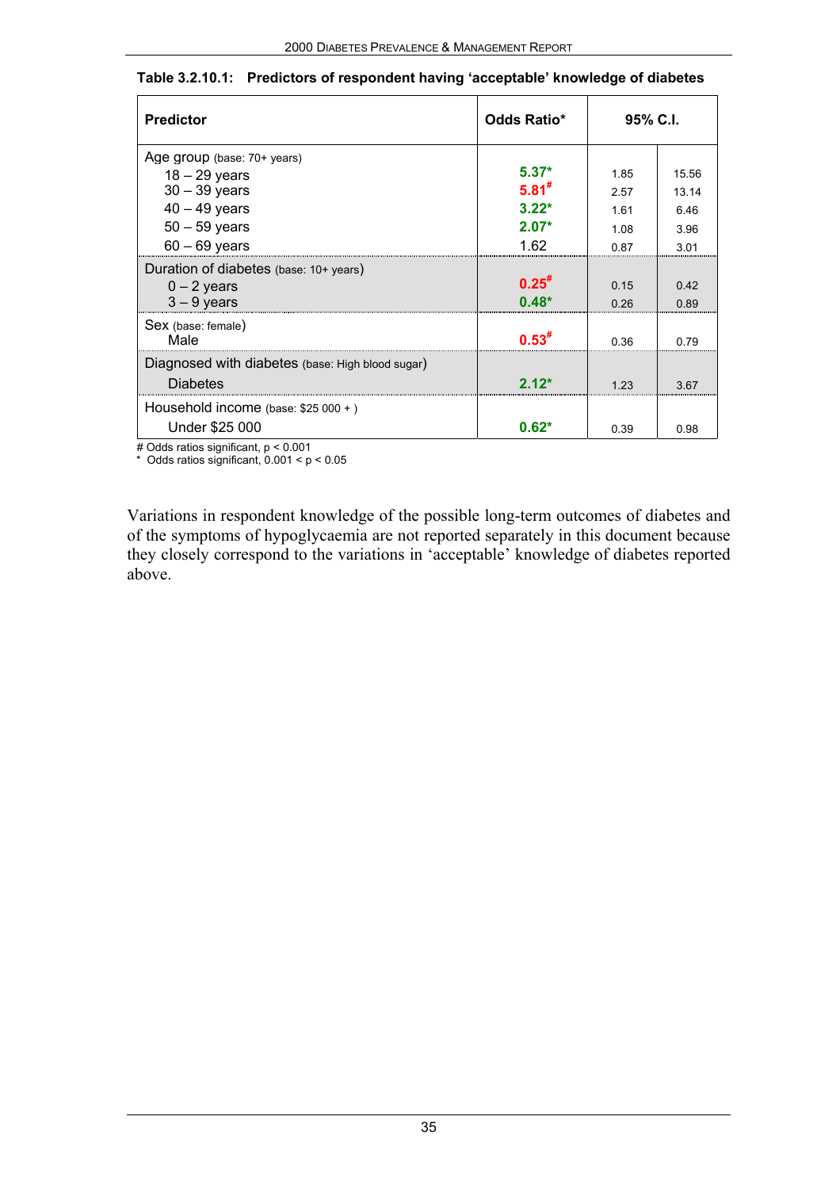**Table 3.2.10.1: Predictors of respondent having 'acceptable' knowledge of diabetes**

| Predictor | Odds Ratio* | 95% C.I. | |
|---|---|---|---|
| Age group (base: 70+ years) | | | |
| 18 – 29 years | **5.37*** | 1.85 | 15.56 |
| 30 – 39 years | **5.81#** | 2.57 | 13.14 |
| 40 – 49 years | **3.22*** | 1.61 | 6.46 |
| 50 – 59 years | **2.07*** | 1.08 | 3.96 |
| 60 – 69 years | 1.62 | 0.87 | 3.01 |
| Duration of diabetes (base: 10+ years) | | | |
| 0 – 2 years | **0.25#** | 0.15 | 0.42 |
| 3 – 9 years | **0.48*** | 0.26 | 0.89 |
| Sex (base: female) | | | |
| Male | **0.53#** | 0.36 | 0.79 |
| Diagnosed with diabetes (base: High blood sugar) | | | |
| Diabetes | **2.12*** | 1.23 | 3.67 |
| Household income (base: $25 000 + ) | | | |
| Under $25 000 | **0.62*** | 0.39 | 0.98 |

# Odds ratios significant, $p < 0.001$
* Odds ratios significant, $0.001 < p < 0.05$

Variations in respondent knowledge of the possible long-term outcomes of diabetes and of the symptoms of hypoglycaemia are not reported separately in this document because they closely correspond to the variations in 'acceptable' knowledge of diabetes reported above.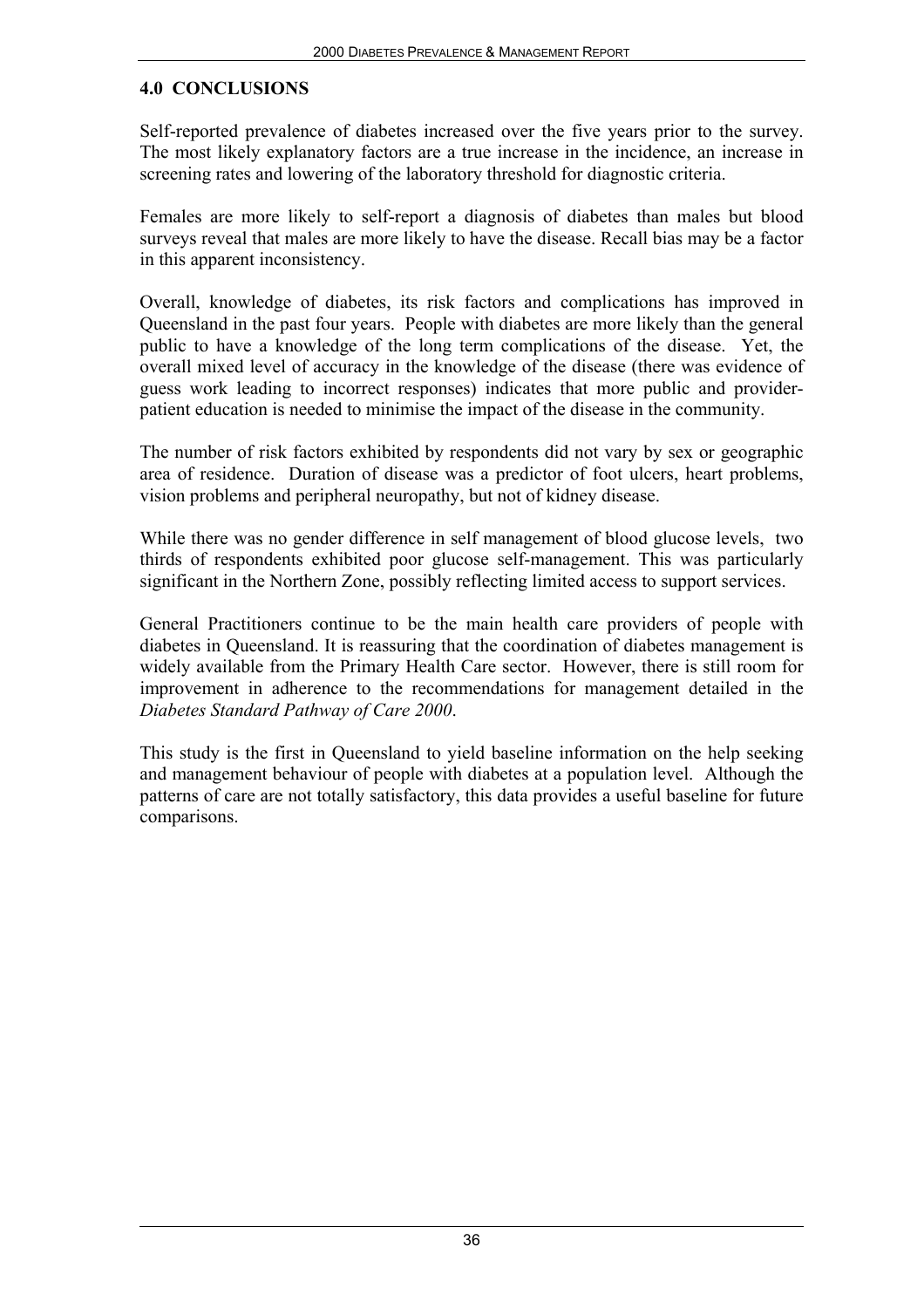## 4.0 CONCLUSIONS

Self-reported prevalence of diabetes increased over the five years prior to the survey. The most likely explanatory factors are a true increase in the incidence, an increase in screening rates and lowering of the laboratory threshold for diagnostic criteria.

Females are more likely to self-report a diagnosis of diabetes than males but blood surveys reveal that males are more likely to have the disease. Recall bias may be a factor in this apparent inconsistency.

Overall, knowledge of diabetes, its risk factors and complications has improved in Queensland in the past four years. People with diabetes are more likely than the general public to have a knowledge of the long term complications of the disease. Yet, the overall mixed level of accuracy in the knowledge of the disease (there was evidence of guess work leading to incorrect responses) indicates that more public and provider-patient education is needed to minimise the impact of the disease in the community.

The number of risk factors exhibited by respondents did not vary by sex or geographic area of residence. Duration of disease was a predictor of foot ulcers, heart problems, vision problems and peripheral neuropathy, but not of kidney disease.

While there was no gender difference in self management of blood glucose levels, two thirds of respondents exhibited poor glucose self-management. This was particularly significant in the Northern Zone, possibly reflecting limited access to support services.

General Practitioners continue to be the main health care providers of people with diabetes in Queensland. It is reassuring that the coordination of diabetes management is widely available from the Primary Health Care sector. However, there is still room for improvement in adherence to the recommendations for management detailed in the *Diabetes Standard Pathway of Care 2000*.

This study is the first in Queensland to yield baseline information on the help seeking and management behaviour of people with diabetes at a population level. Although the patterns of care are not totally satisfactory, this data provides a useful baseline for future comparisons.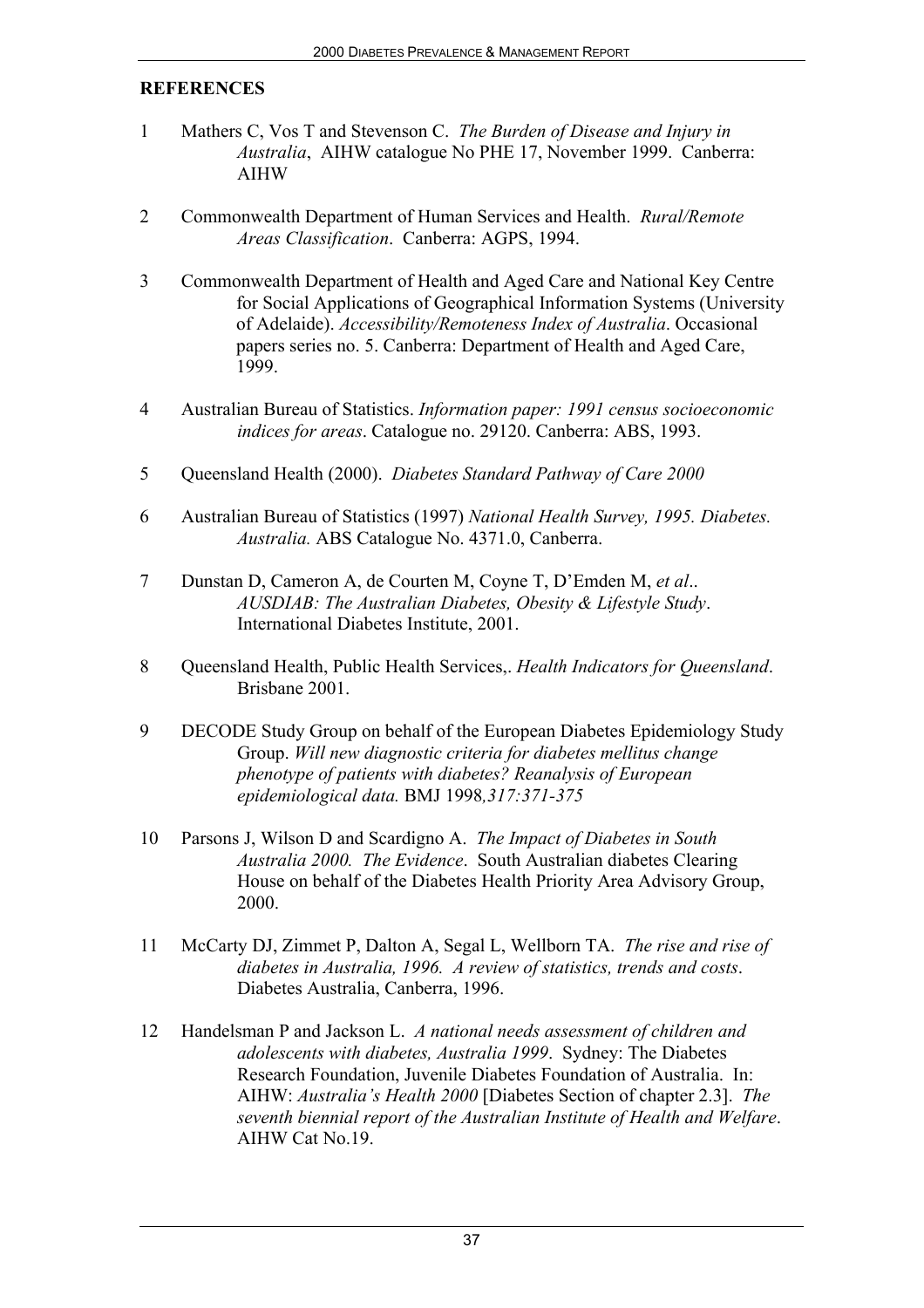## REFERENCES

1. Mathers C, Vos T and Stevenson C. *The Burden of Disease and Injury in Australia*, AIHW catalogue No PHE 17, November 1999. Canberra: AIHW

2. Commonwealth Department of Human Services and Health. *Rural/Remote Areas Classification*. Canberra: AGPS, 1994.

3. Commonwealth Department of Health and Aged Care and National Key Centre for Social Applications of Geographical Information Systems (University of Adelaide). *Accessibility/Remoteness Index of Australia*. Occasional papers series no. 5. Canberra: Department of Health and Aged Care, 1999.

4. Australian Bureau of Statistics. *Information paper: 1991 census socioeconomic indices for areas*. Catalogue no. 29120. Canberra: ABS, 1993.

5. Queensland Health (2000). *Diabetes Standard Pathway of Care 2000*

6. Australian Bureau of Statistics (1997) *National Health Survey, 1995. Diabetes. Australia.* ABS Catalogue No. 4371.0, Canberra.

7. Dunstan D, Cameron A, de Courten M, Coyne T, D'Emden M, *et al*.. *AUSDIAB: The Australian Diabetes, Obesity & Lifestyle Study*. International Diabetes Institute, 2001.

8. Queensland Health, Public Health Services,. *Health Indicators for Queensland*. Brisbane 2001.

9. DECODE Study Group on behalf of the European Diabetes Epidemiology Study Group. *Will new diagnostic criteria for diabetes mellitus change phenotype of patients with diabetes? Reanalysis of European epidemiological data.* BMJ 1998*,317:371-375*

10. Parsons J, Wilson D and Scardigno A. *The Impact of Diabetes in South Australia 2000. The Evidence*. South Australian diabetes Clearing House on behalf of the Diabetes Health Priority Area Advisory Group, 2000.

11. McCarty DJ, Zimmet P, Dalton A, Segal L, Wellborn TA. *The rise and rise of diabetes in Australia, 1996. A review of statistics, trends and costs*. Diabetes Australia, Canberra, 1996.

12. Handelsman P and Jackson L. *A national needs assessment of children and adolescents with diabetes, Australia 1999*. Sydney: The Diabetes Research Foundation, Juvenile Diabetes Foundation of Australia. In: AIHW: *Australia's Health 2000* [Diabetes Section of chapter 2.3]. *The seventh biennial report of the Australian Institute of Health and Welfare*. AIHW Cat No.19.